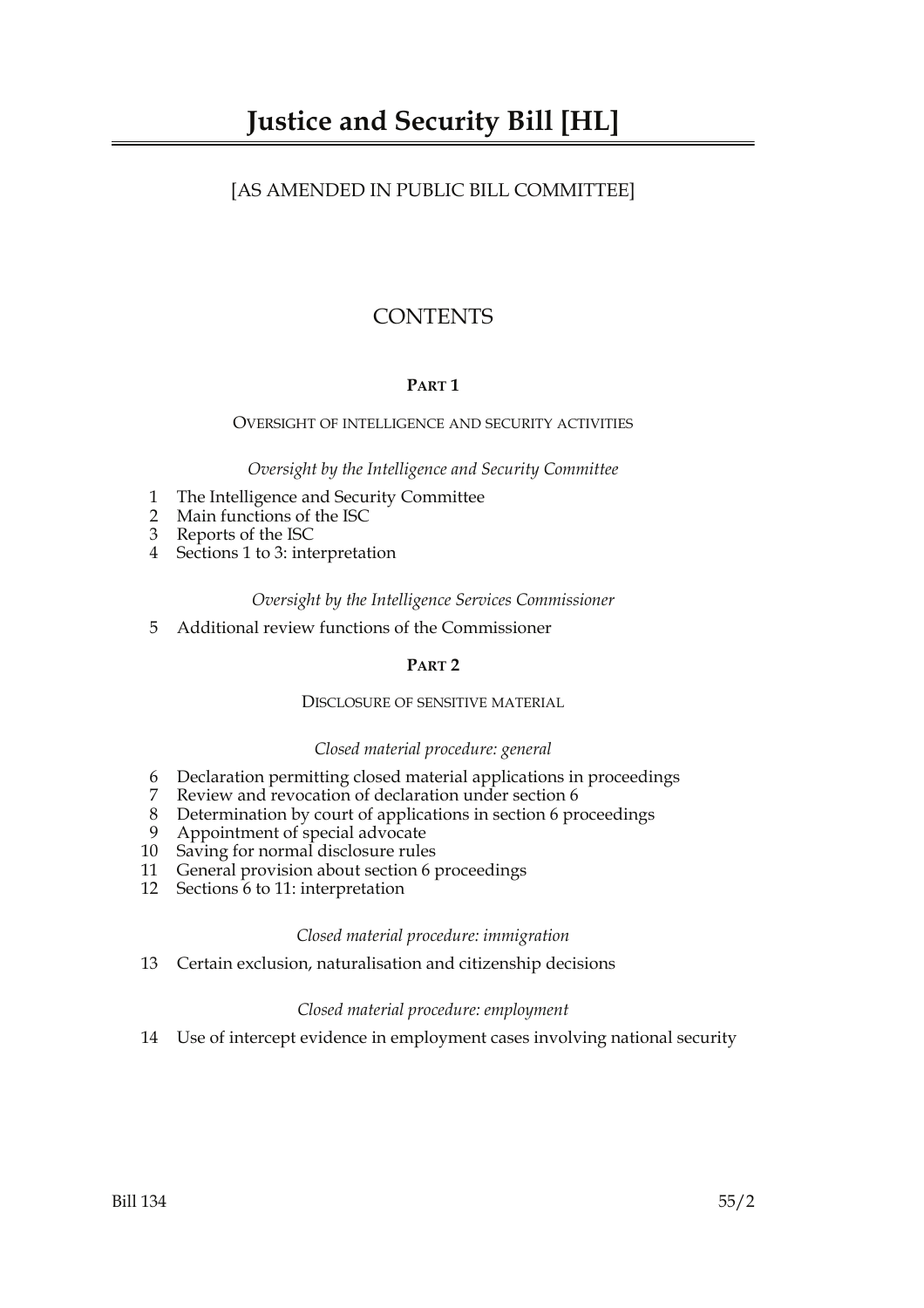# Justice and Security Bill [HL]

[AS AMENDED IN PUBLIC BILL COMMITTEE]

## CONTENTS

### PART 1

OVERSIGHT OF INTELLIGENCE AND SECURITY ACTIVITIES

*Oversight by the Intelligence and Security Committee*

1 The Intelligence and Security Committee
2 Main functions of the ISC
3 Reports of the ISC
4 Sections 1 to 3: interpretation

*Oversight by the Intelligence Services Commissioner*

5 Additional review functions of the Commissioner

### PART 2

DISCLOSURE OF SENSITIVE MATERIAL

*Closed material procedure: general*

6 Declaration permitting closed material applications in proceedings
7 Review and revocation of declaration under section 6
8 Determination by court of applications in section 6 proceedings
9 Appointment of special advocate
10 Saving for normal disclosure rules
11 General provision about section 6 proceedings
12 Sections 6 to 11: interpretation

*Closed material procedure: immigration*

13 Certain exclusion, naturalisation and citizenship decisions

*Closed material procedure: employment*

14 Use of intercept evidence in employment cases involving national security

Bill 134 55/2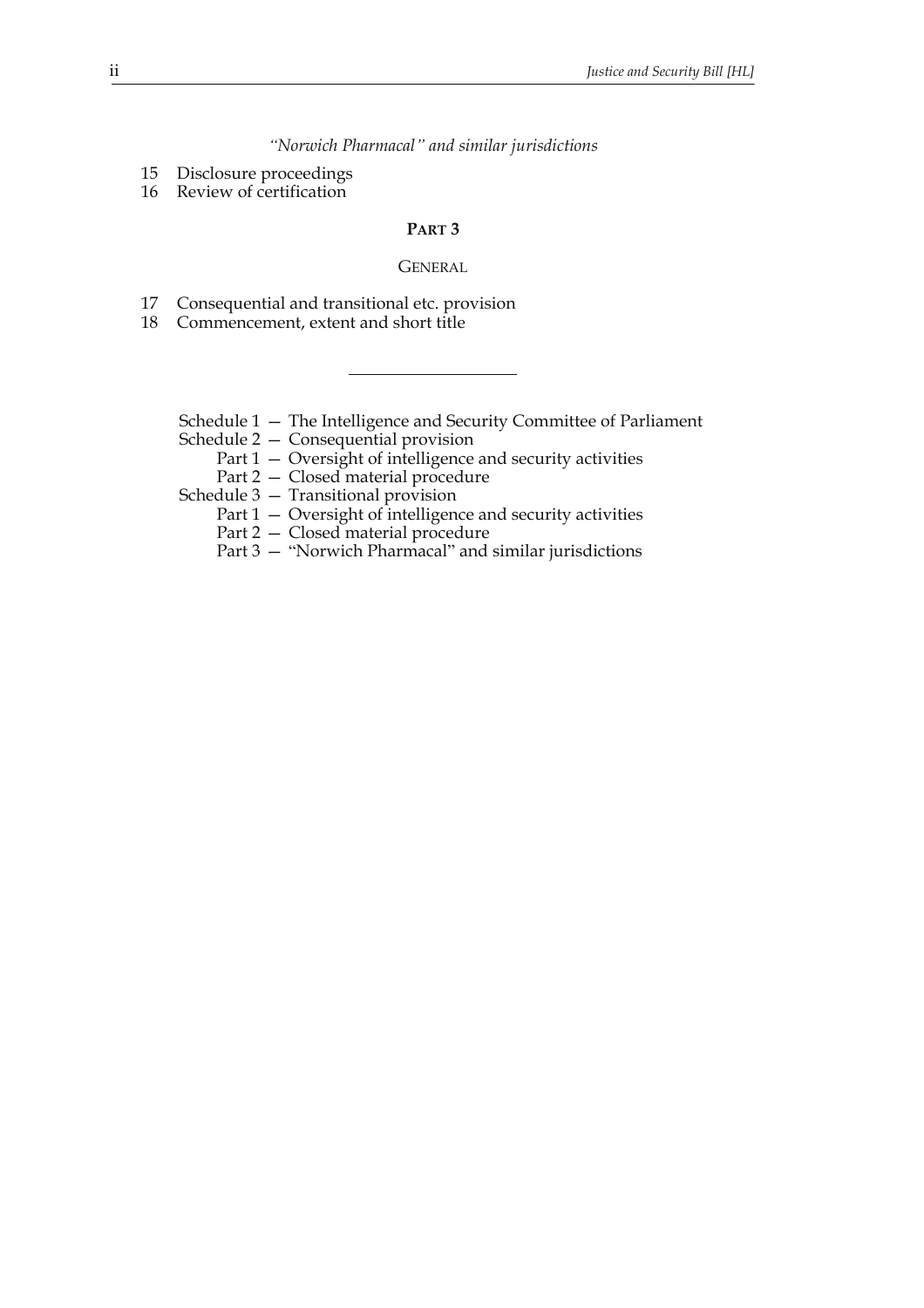*"Norwich Pharmacal" and similar jurisdictions*

15 Disclosure proceedings
16 Review of certification

## PART 3

### GENERAL

17 Consequential and transitional etc. provision
18 Commencement, extent and short title

---

Schedule 1 — The Intelligence and Security Committee of Parliament
Schedule 2 — Consequential provision
  Part 1 — Oversight of intelligence and security activities
  Part 2 — Closed material procedure
Schedule 3 — Transitional provision
  Part 1 — Oversight of intelligence and security activities
  Part 2 — Closed material procedure
  Part 3 — "Norwich Pharmacal" and similar jurisdictions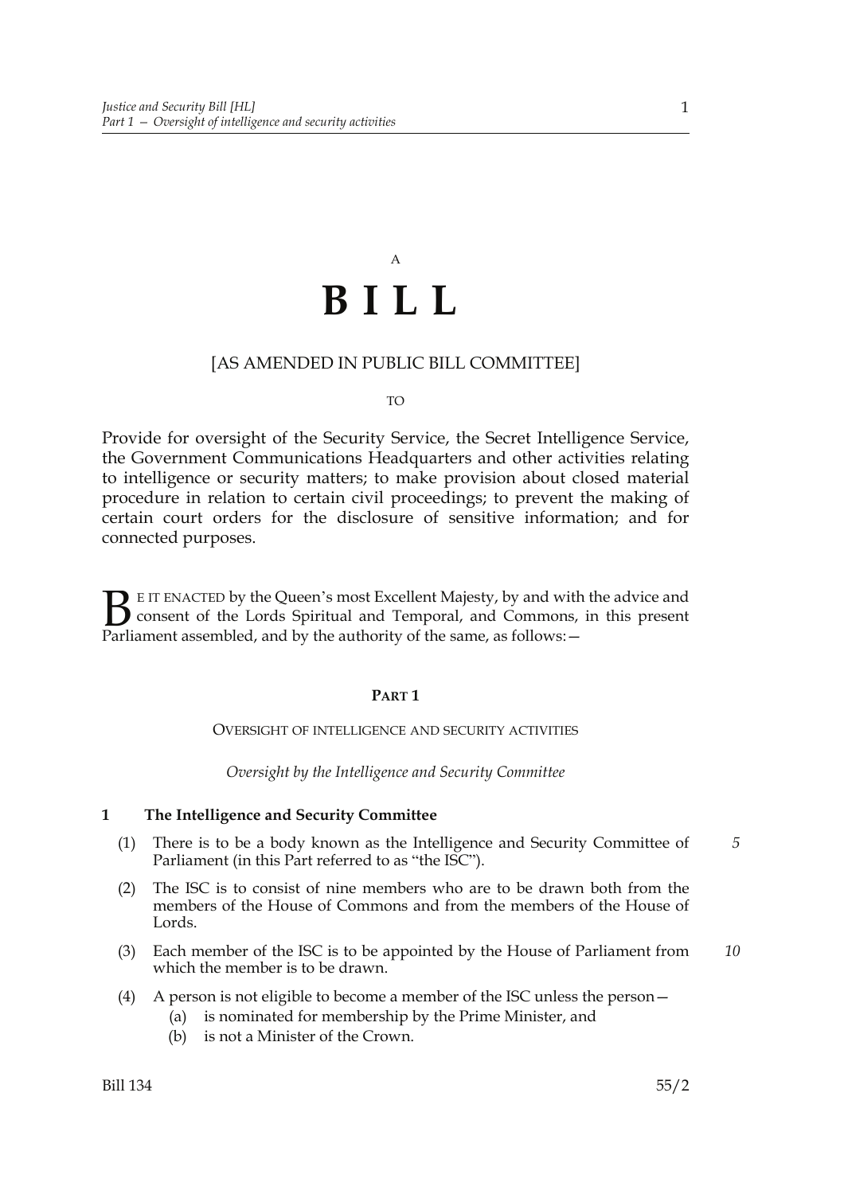A

# BILL

[AS AMENDED IN PUBLIC BILL COMMITTEE]

TO

Provide for oversight of the Security Service, the Secret Intelligence Service, the Government Communications Headquarters and other activities relating to intelligence or security matters; to make provision about closed material procedure in relation to certain civil proceedings; to prevent the making of certain court orders for the disclosure of sensitive information; and for connected purposes.

BE IT ENACTED by the Queen's most Excellent Majesty, by and with the advice and consent of the Lords Spiritual and Temporal, and Commons, in this present Parliament assembled, and by the authority of the same, as follows:—

## PART 1

### OVERSIGHT OF INTELLIGENCE AND SECURITY ACTIVITIES

*Oversight by the Intelligence and Security Committee*

**1 The Intelligence and Security Committee**

(1) There is to be a body known as the Intelligence and Security Committee of Parliament (in this Part referred to as "the ISC").

(2) The ISC is to consist of nine members who are to be drawn both from the members of the House of Commons and from the members of the House of Lords.

(3) Each member of the ISC is to be appointed by the House of Parliament from which the member is to be drawn.

(4) A person is not eligible to become a member of the ISC unless the person—

- (a) is nominated for membership by the Prime Minister, and
- (b) is not a Minister of the Crown.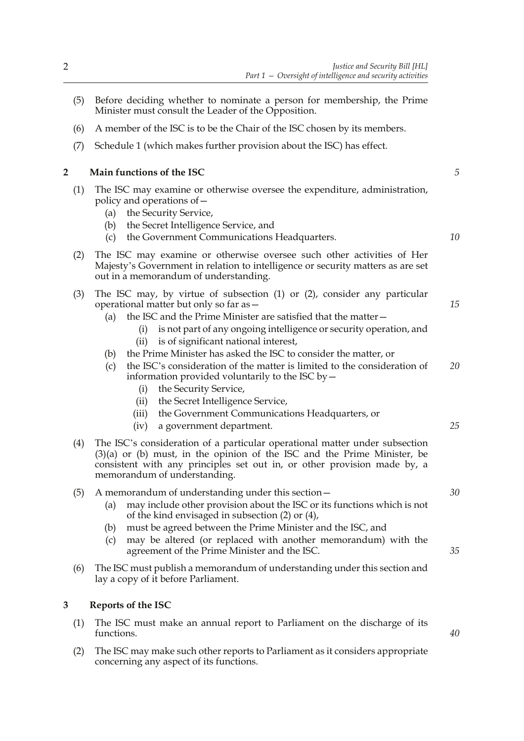(5) Before deciding whether to nominate a person for membership, the Prime Minister must consult the Leader of the Opposition.

(6) A member of the ISC is to be the Chair of the ISC chosen by its members.

(7) Schedule 1 (which makes further provision about the ISC) has effect.

## 2 Main functions of the ISC

(1) The ISC may examine or otherwise oversee the expenditure, administration, policy and operations of—

- (a) the Security Service,
- (b) the Secret Intelligence Service, and
- (c) the Government Communications Headquarters.

(2) The ISC may examine or otherwise oversee such other activities of Her Majesty's Government in relation to intelligence or security matters as are set out in a memorandum of understanding.

(3) The ISC may, by virtue of subsection (1) or (2), consider any particular operational matter but only so far as—

- (a) the ISC and the Prime Minister are satisfied that the matter—
  - (i) is not part of any ongoing intelligence or security operation, and
  - (ii) is of significant national interest,
- (b) the Prime Minister has asked the ISC to consider the matter, or
- (c) the ISC's consideration of the matter is limited to the consideration of information provided voluntarily to the ISC by—
  - (i) the Security Service,
  - (ii) the Secret Intelligence Service,
  - (iii) the Government Communications Headquarters, or
  - (iv) a government department.

(4) The ISC's consideration of a particular operational matter under subsection (3)(a) or (b) must, in the opinion of the ISC and the Prime Minister, be consistent with any principles set out in, or other provision made by, a memorandum of understanding.

(5) A memorandum of understanding under this section—

- (a) may include other provision about the ISC or its functions which is not of the kind envisaged in subsection (2) or (4),
- (b) must be agreed between the Prime Minister and the ISC, and
- (c) may be altered (or replaced with another memorandum) with the agreement of the Prime Minister and the ISC.

(6) The ISC must publish a memorandum of understanding under this section and lay a copy of it before Parliament.

## 3 Reports of the ISC

(1) The ISC must make an annual report to Parliament on the discharge of its functions.

(2) The ISC may make such other reports to Parliament as it considers appropriate concerning any aspect of its functions.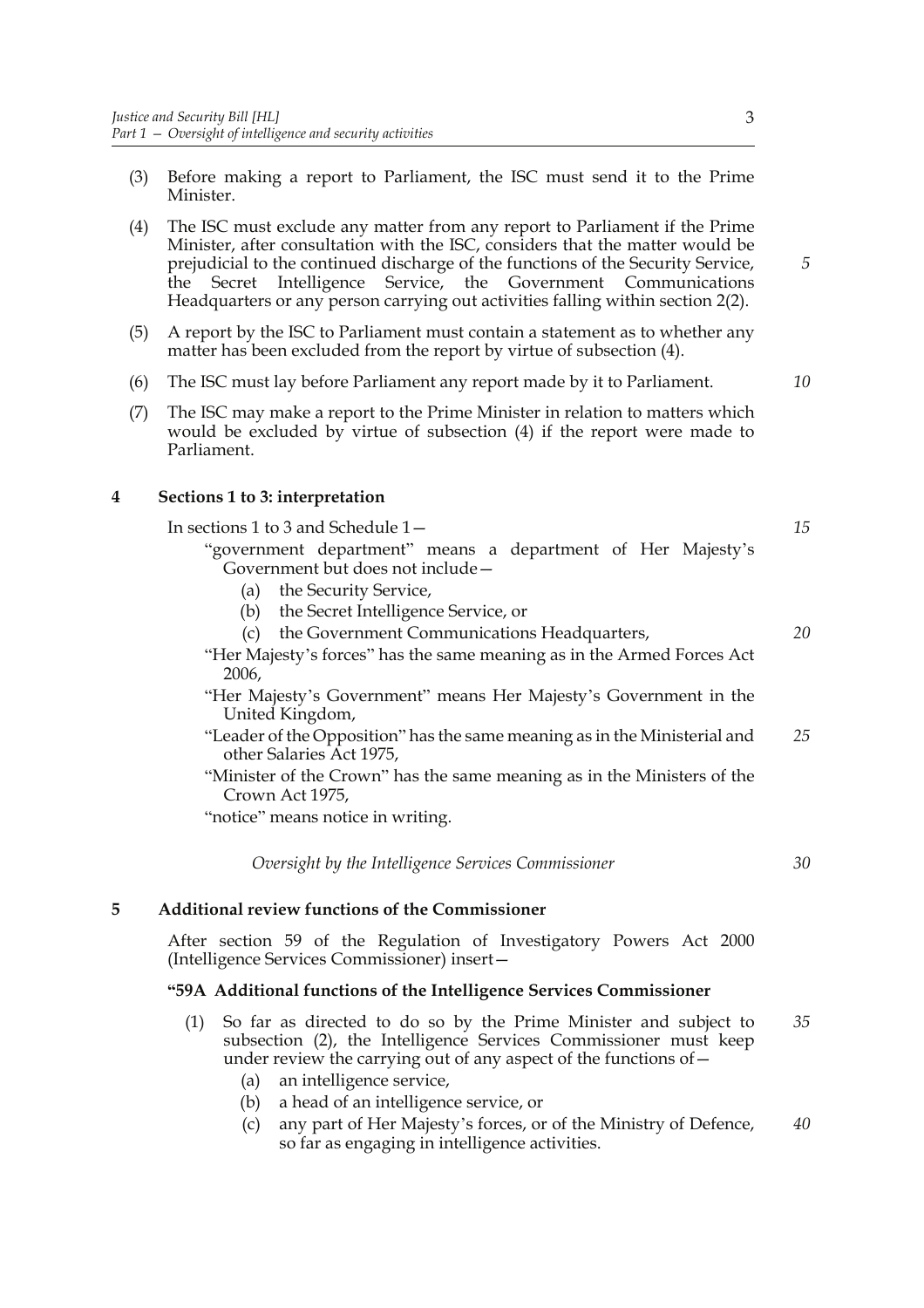(3) Before making a report to Parliament, the ISC must send it to the Prime Minister.

(4) The ISC must exclude any matter from any report to Parliament if the Prime Minister, after consultation with the ISC, considers that the matter would be prejudicial to the continued discharge of the functions of the Security Service, the Secret Intelligence Service, the Government Communications Headquarters or any person carrying out activities falling within section 2(2).

(5) A report by the ISC to Parliament must contain a statement as to whether any matter has been excluded from the report by virtue of subsection (4).

(6) The ISC must lay before Parliament any report made by it to Parliament.

(7) The ISC may make a report to the Prime Minister in relation to matters which would be excluded by virtue of subsection (4) if the report were made to Parliament.

## 4 Sections 1 to 3: interpretation

In sections 1 to 3 and Schedule 1—

"government department" means a department of Her Majesty's Government but does not include—

(a) the Security Service,

(b) the Secret Intelligence Service, or

(c) the Government Communications Headquarters,

"Her Majesty's forces" has the same meaning as in the Armed Forces Act 2006,

"Her Majesty's Government" means Her Majesty's Government in the United Kingdom,

"Leader of the Opposition" has the same meaning as in the Ministerial and other Salaries Act 1975,

"Minister of the Crown" has the same meaning as in the Ministers of the Crown Act 1975,

"notice" means notice in writing.

*Oversight by the Intelligence Services Commissioner*

## 5 Additional review functions of the Commissioner

After section 59 of the Regulation of Investigatory Powers Act 2000 (Intelligence Services Commissioner) insert—

**"59A Additional functions of the Intelligence Services Commissioner**

(1) So far as directed to do so by the Prime Minister and subject to subsection (2), the Intelligence Services Commissioner must keep under review the carrying out of any aspect of the functions of—

(a) an intelligence service,

(b) a head of an intelligence service, or

(c) any part of Her Majesty's forces, or of the Ministry of Defence, so far as engaging in intelligence activities.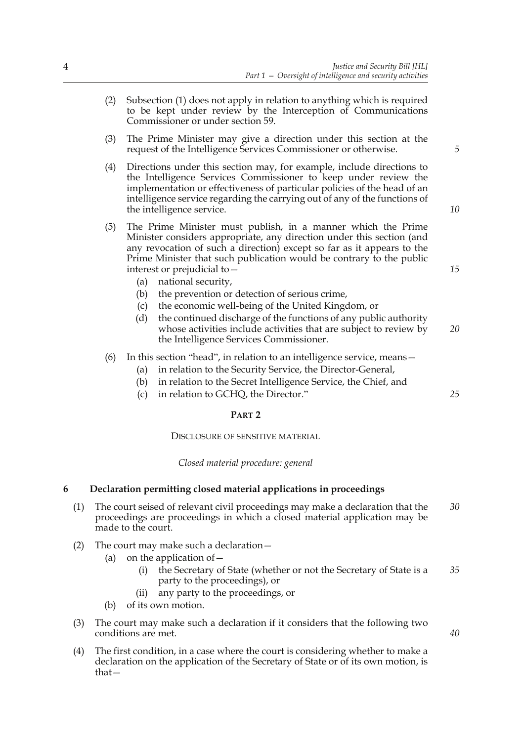(2) Subsection (1) does not apply in relation to anything which is required to be kept under review by the Interception of Communications Commissioner or under section 59.

(3) The Prime Minister may give a direction under this section at the request of the Intelligence Services Commissioner or otherwise.

(4) Directions under this section may, for example, include directions to the Intelligence Services Commissioner to keep under review the implementation or effectiveness of particular policies of the head of an intelligence service regarding the carrying out of any of the functions of the intelligence service.

(5) The Prime Minister must publish, in a manner which the Prime Minister considers appropriate, any direction under this section (and any revocation of such a direction) except so far as it appears to the Prime Minister that such publication would be contrary to the public interest or prejudicial to—

  (a) national security,
  (b) the prevention or detection of serious crime,
  (c) the economic well-being of the United Kingdom, or
  (d) the continued discharge of the functions of any public authority whose activities include activities that are subject to review by the Intelligence Services Commissioner.

(6) In this section "head", in relation to an intelligence service, means—

  (a) in relation to the Security Service, the Director-General,
  (b) in relation to the Secret Intelligence Service, the Chief, and
  (c) in relation to GCHQ, the Director."

## PART 2

### DISCLOSURE OF SENSITIVE MATERIAL

*Closed material procedure: general*

### 6 Declaration permitting closed material applications in proceedings

(1) The court seised of relevant civil proceedings may make a declaration that the proceedings are proceedings in which a closed material application may be made to the court.

(2) The court may make such a declaration—

  (a) on the application of—
    (i) the Secretary of State (whether or not the Secretary of State is a party to the proceedings), or
    (ii) any party to the proceedings, or
  (b) of its own motion.

(3) The court may make such a declaration if it considers that the following two conditions are met.

(4) The first condition, in a case where the court is considering whether to make a declaration on the application of the Secretary of State or of its own motion, is that—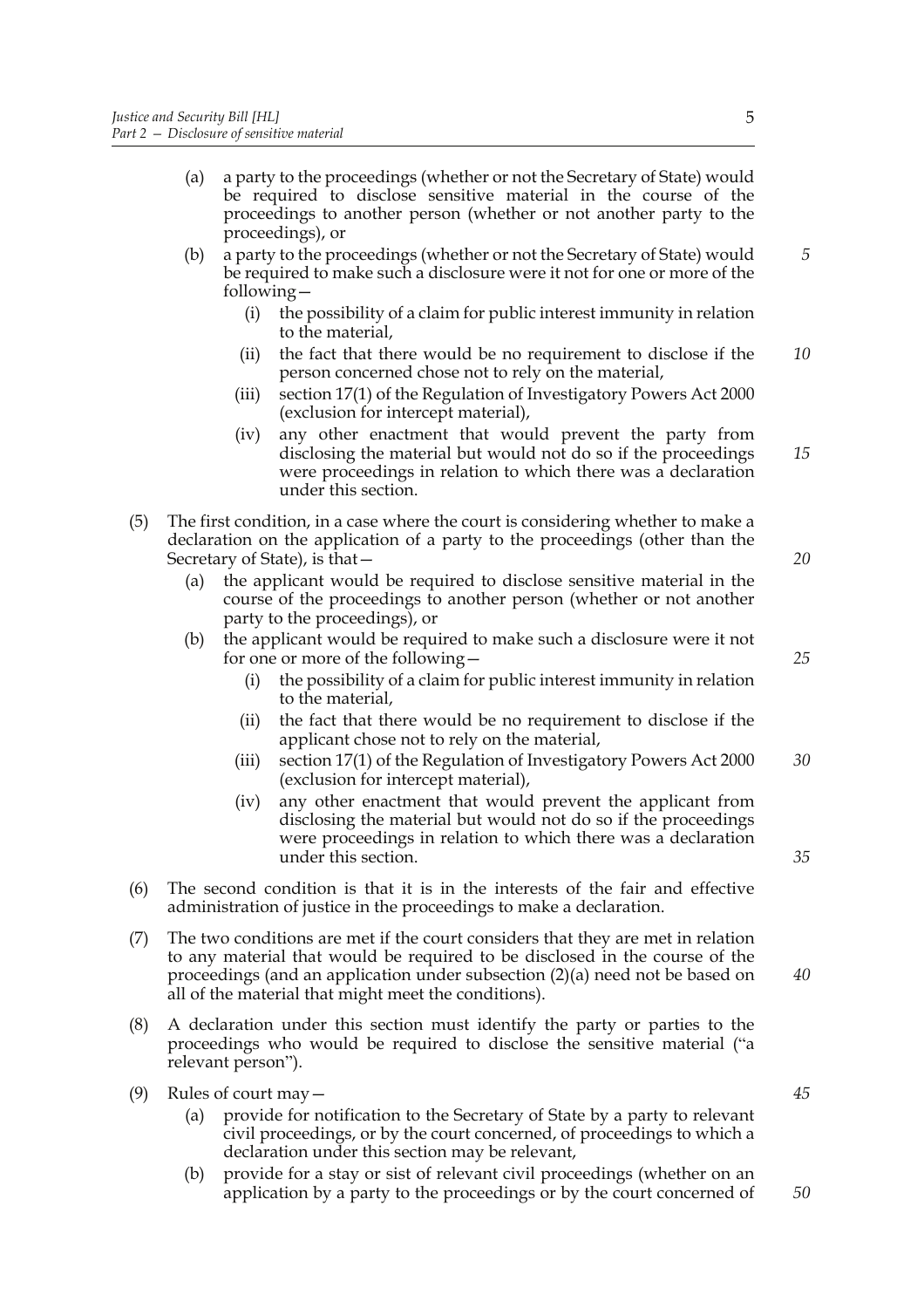(a) a party to the proceedings (whether or not the Secretary of State) would be required to disclose sensitive material in the course of the proceedings to another person (whether or not another party to the proceedings), or

(b) a party to the proceedings (whether or not the Secretary of State) would be required to make such a disclosure were it not for one or more of the following—

  (i) the possibility of a claim for public interest immunity in relation to the material,

  (ii) the fact that there would be no requirement to disclose if the person concerned chose not to rely on the material,

  (iii) section 17(1) of the Regulation of Investigatory Powers Act 2000 (exclusion for intercept material),

  (iv) any other enactment that would prevent the party from disclosing the material but would not do so if the proceedings were proceedings in relation to which there was a declaration under this section.

(5) The first condition, in a case where the court is considering whether to make a declaration on the application of a party to the proceedings (other than the Secretary of State), is that—

(a) the applicant would be required to disclose sensitive material in the course of the proceedings to another person (whether or not another party to the proceedings), or

(b) the applicant would be required to make such a disclosure were it not for one or more of the following—

  (i) the possibility of a claim for public interest immunity in relation to the material,

  (ii) the fact that there would be no requirement to disclose if the applicant chose not to rely on the material,

  (iii) section 17(1) of the Regulation of Investigatory Powers Act 2000 (exclusion for intercept material),

  (iv) any other enactment that would prevent the applicant from disclosing the material but would not do so if the proceedings were proceedings in relation to which there was a declaration under this section.

(6) The second condition is that it is in the interests of the fair and effective administration of justice in the proceedings to make a declaration.

(7) The two conditions are met if the court considers that they are met in relation to any material that would be required to be disclosed in the course of the proceedings (and an application under subsection (2)(a) need not be based on all of the material that might meet the conditions).

(8) A declaration under this section must identify the party or parties to the proceedings who would be required to disclose the sensitive material ("a relevant person").

(9) Rules of court may—

(a) provide for notification to the Secretary of State by a party to relevant civil proceedings, or by the court concerned, of proceedings to which a declaration under this section may be relevant,

(b) provide for a stay or sist of relevant civil proceedings (whether on an application by a party to the proceedings or by the court concerned of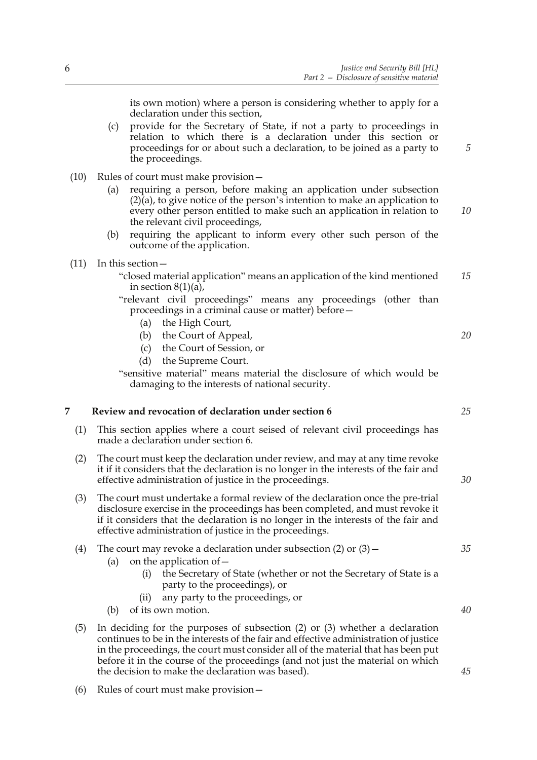its own motion) where a person is considering whether to apply for a declaration under this section,

(c) provide for the Secretary of State, if not a party to proceedings in relation to which there is a declaration under this section or proceedings for or about such a declaration, to be joined as a party to the proceedings.

(10) Rules of court must make provision—

(a) requiring a person, before making an application under subsection (2)(a), to give notice of the person's intention to make an application to every other person entitled to make such an application in relation to the relevant civil proceedings,

(b) requiring the applicant to inform every other such person of the outcome of the application.

(11) In this section—

"closed material application" means an application of the kind mentioned in section 8(1)(a),

"relevant civil proceedings" means any proceedings (other than proceedings in a criminal cause or matter) before—

(a) the High Court,

(b) the Court of Appeal,

(c) the Court of Session, or

(d) the Supreme Court.

"sensitive material" means material the disclosure of which would be damaging to the interests of national security.

## 7 Review and revocation of declaration under section 6

(1) This section applies where a court seised of relevant civil proceedings has made a declaration under section 6.

(2) The court must keep the declaration under review, and may at any time revoke it if it considers that the declaration is no longer in the interests of the fair and effective administration of justice in the proceedings.

(3) The court must undertake a formal review of the declaration once the pre-trial disclosure exercise in the proceedings has been completed, and must revoke it if it considers that the declaration is no longer in the interests of the fair and effective administration of justice in the proceedings.

(4) The court may revoke a declaration under subsection (2) or (3)—

(a) on the application of—

(i) the Secretary of State (whether or not the Secretary of State is a party to the proceedings), or

(ii) any party to the proceedings, or

(b) of its own motion.

(5) In deciding for the purposes of subsection (2) or (3) whether a declaration continues to be in the interests of the fair and effective administration of justice in the proceedings, the court must consider all of the material that has been put before it in the course of the proceedings (and not just the material on which the decision to make the declaration was based).

(6) Rules of court must make provision—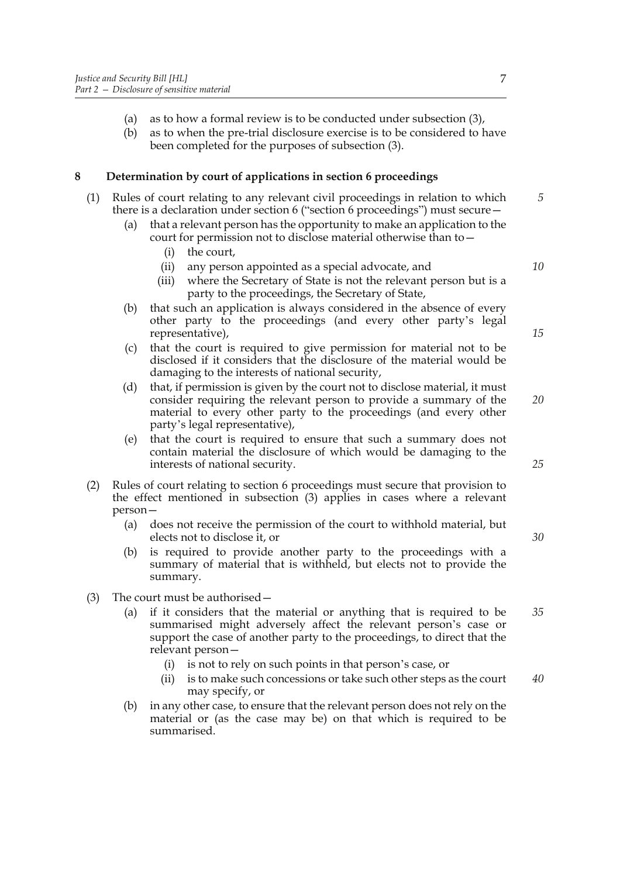(a) as to how a formal review is to be conducted under subsection (3),

(b) as to when the pre-trial disclosure exercise is to be considered to have been completed for the purposes of subsection (3).

## 8 Determination by court of applications in section 6 proceedings

(1) Rules of court relating to any relevant civil proceedings in relation to which there is a declaration under section 6 ("section 6 proceedings") must secure—

- (a) that a relevant person has the opportunity to make an application to the court for permission not to disclose material otherwise than to—
  - (i) the court,
  - (ii) any person appointed as a special advocate, and
  - (iii) where the Secretary of State is not the relevant person but is a party to the proceedings, the Secretary of State,
- (b) that such an application is always considered in the absence of every other party to the proceedings (and every other party's legal representative),
- (c) that the court is required to give permission for material not to be disclosed if it considers that the disclosure of the material would be damaging to the interests of national security,
- (d) that, if permission is given by the court not to disclose material, it must consider requiring the relevant person to provide a summary of the material to every other party to the proceedings (and every other party's legal representative),
- (e) that the court is required to ensure that such a summary does not contain material the disclosure of which would be damaging to the interests of national security.

(2) Rules of court relating to section 6 proceedings must secure that provision to the effect mentioned in subsection (3) applies in cases where a relevant person—

- (a) does not receive the permission of the court to withhold material, but elects not to disclose it, or
- (b) is required to provide another party to the proceedings with a summary of material that is withheld, but elects not to provide the summary.

(3) The court must be authorised—

- (a) if it considers that the material or anything that is required to be summarised might adversely affect the relevant person's case or support the case of another party to the proceedings, to direct that the relevant person—
  - (i) is not to rely on such points in that person's case, or
  - (ii) is to make such concessions or take such other steps as the court may specify, or
- (b) in any other case, to ensure that the relevant person does not rely on the material or (as the case may be) on that which is required to be summarised.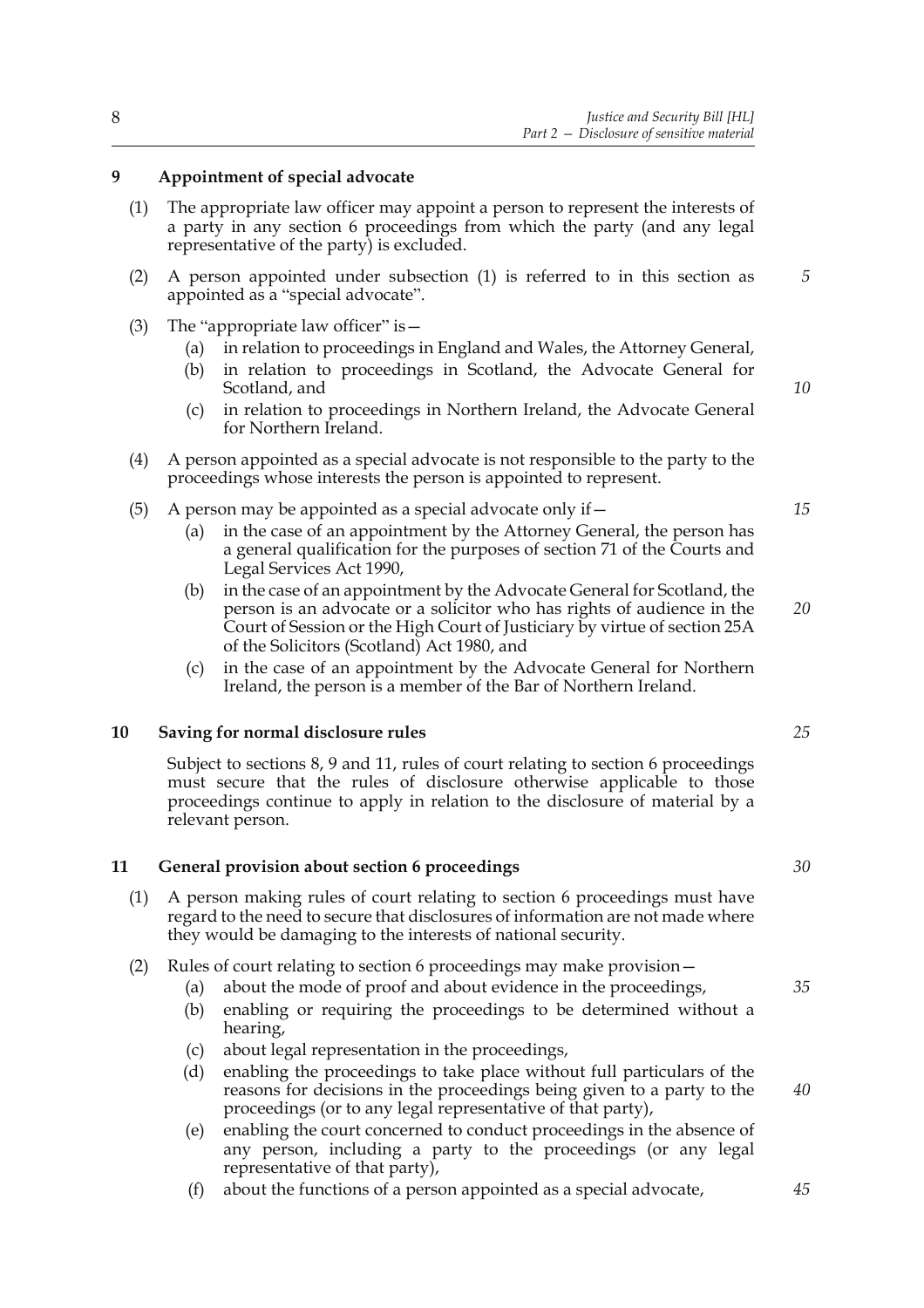## 9 Appointment of special advocate

(1) The appropriate law officer may appoint a person to represent the interests of a party in any section 6 proceedings from which the party (and any legal representative of the party) is excluded.

(2) A person appointed under subsection (1) is referred to in this section as appointed as a "special advocate".

(3) The "appropriate law officer" is—

- (a) in relation to proceedings in England and Wales, the Attorney General,
- (b) in relation to proceedings in Scotland, the Advocate General for Scotland, and
- (c) in relation to proceedings in Northern Ireland, the Advocate General for Northern Ireland.

(4) A person appointed as a special advocate is not responsible to the party to the proceedings whose interests the person is appointed to represent.

(5) A person may be appointed as a special advocate only if—

- (a) in the case of an appointment by the Attorney General, the person has a general qualification for the purposes of section 71 of the Courts and Legal Services Act 1990,
- (b) in the case of an appointment by the Advocate General for Scotland, the person is an advocate or a solicitor who has rights of audience in the Court of Session or the High Court of Justiciary by virtue of section 25A of the Solicitors (Scotland) Act 1980, and
- (c) in the case of an appointment by the Advocate General for Northern Ireland, the person is a member of the Bar of Northern Ireland.

## 10 Saving for normal disclosure rules

Subject to sections 8, 9 and 11, rules of court relating to section 6 proceedings must secure that the rules of disclosure otherwise applicable to those proceedings continue to apply in relation to the disclosure of material by a relevant person.

## 11 General provision about section 6 proceedings

(1) A person making rules of court relating to section 6 proceedings must have regard to the need to secure that disclosures of information are not made where they would be damaging to the interests of national security.

(2) Rules of court relating to section 6 proceedings may make provision—

- (a) about the mode of proof and about evidence in the proceedings,
- (b) enabling or requiring the proceedings to be determined without a hearing,
- (c) about legal representation in the proceedings,
- (d) enabling the proceedings to take place without full particulars of the reasons for decisions in the proceedings being given to a party to the proceedings (or to any legal representative of that party),
- (e) enabling the court concerned to conduct proceedings in the absence of any person, including a party to the proceedings (or any legal representative of that party),
- (f) about the functions of a person appointed as a special advocate,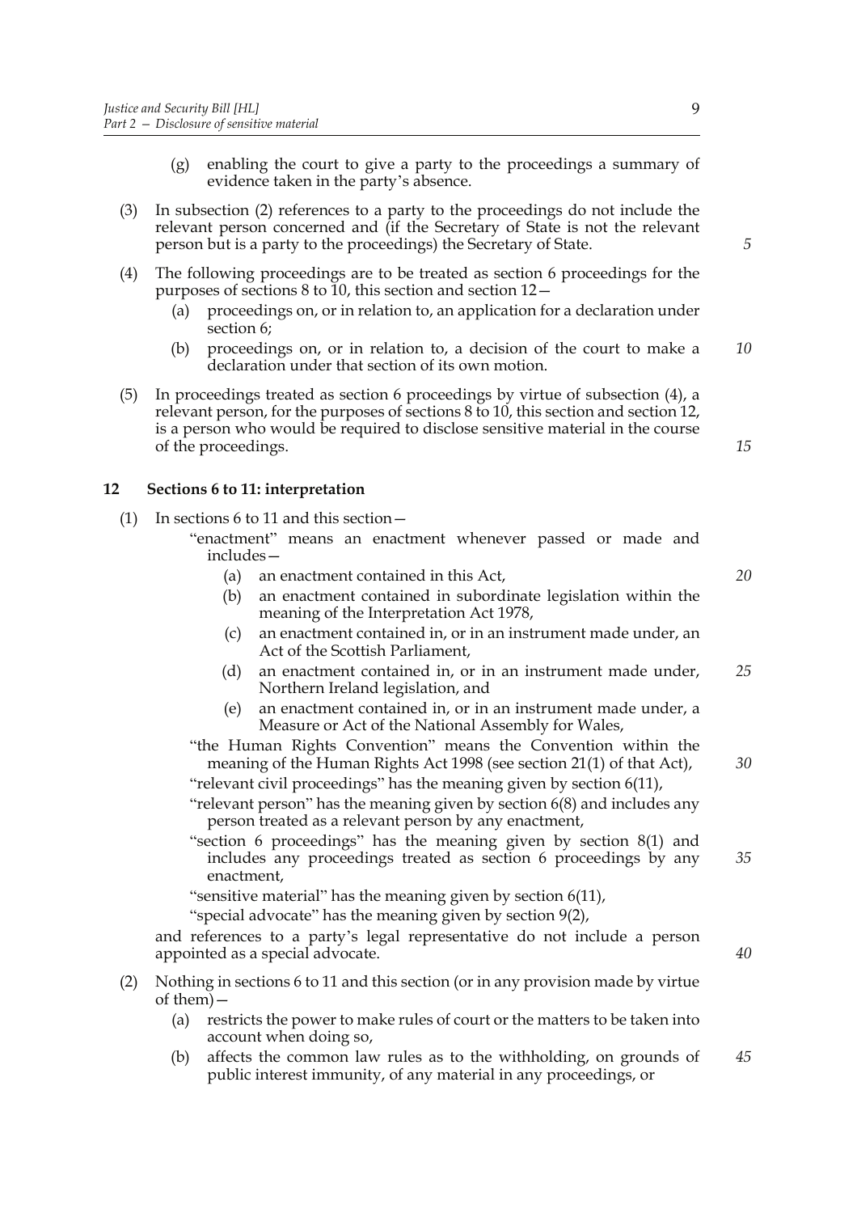(g) enabling the court to give a party to the proceedings a summary of evidence taken in the party's absence.

(3) In subsection (2) references to a party to the proceedings do not include the relevant person concerned and (if the Secretary of State is not the relevant person but is a party to the proceedings) the Secretary of State.

(4) The following proceedings are to be treated as section 6 proceedings for the purposes of sections 8 to 10, this section and section 12—

- (a) proceedings on, or in relation to, an application for a declaration under section 6;
- (b) proceedings on, or in relation to, a decision of the court to make a declaration under that section of its own motion.

(5) In proceedings treated as section 6 proceedings by virtue of subsection (4), a relevant person, for the purposes of sections 8 to 10, this section and section 12, is a person who would be required to disclose sensitive material in the course of the proceedings.

### 12 Sections 6 to 11: interpretation

(1) In sections 6 to 11 and this section—

"enactment" means an enactment whenever passed or made and includes—

- (a) an enactment contained in this Act,
- (b) an enactment contained in subordinate legislation within the meaning of the Interpretation Act 1978,
- (c) an enactment contained in, or in an instrument made under, an Act of the Scottish Parliament,
- (d) an enactment contained in, or in an instrument made under, Northern Ireland legislation, and
- (e) an enactment contained in, or in an instrument made under, a Measure or Act of the National Assembly for Wales,

"the Human Rights Convention" means the Convention within the meaning of the Human Rights Act 1998 (see section 21(1) of that Act),

"relevant civil proceedings" has the meaning given by section 6(11),

"relevant person" has the meaning given by section 6(8) and includes any person treated as a relevant person by any enactment,

"section 6 proceedings" has the meaning given by section 8(1) and includes any proceedings treated as section 6 proceedings by any enactment,

"sensitive material" has the meaning given by section 6(11),

"special advocate" has the meaning given by section 9(2),

and references to a party's legal representative do not include a person appointed as a special advocate.

(2) Nothing in sections 6 to 11 and this section (or in any provision made by virtue of them)—

- (a) restricts the power to make rules of court or the matters to be taken into account when doing so,
- (b) affects the common law rules as to the withholding, on grounds of public interest immunity, of any material in any proceedings, or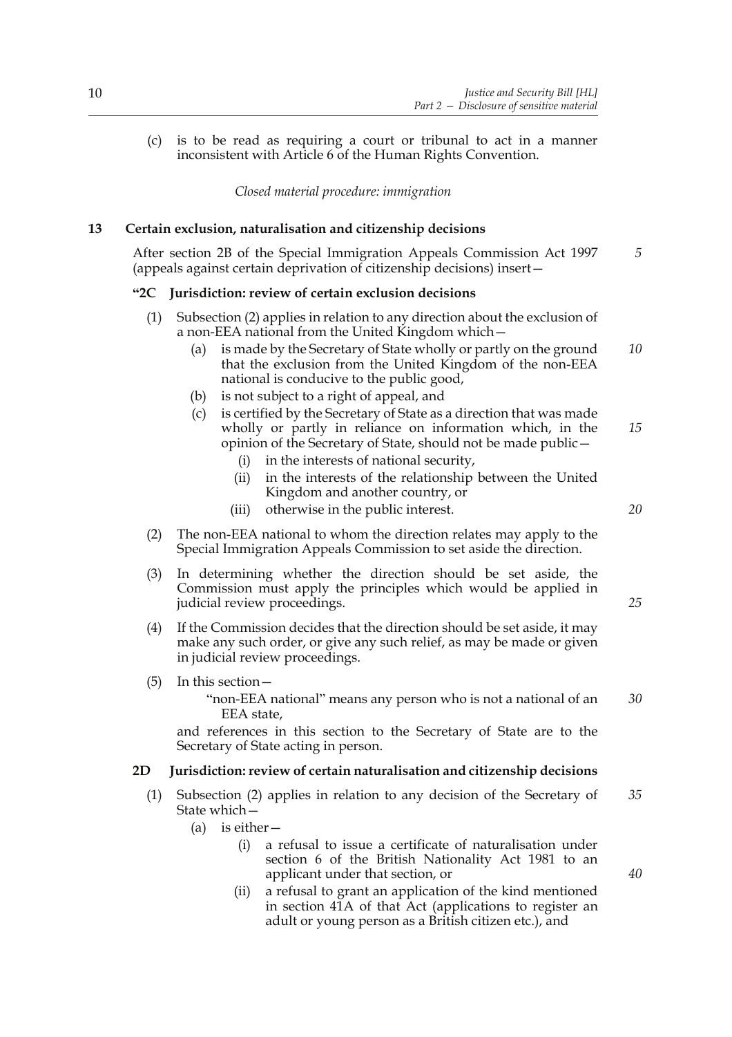(c) is to be read as requiring a court or tribunal to act in a manner inconsistent with Article 6 of the Human Rights Convention.

*Closed material procedure: immigration*

**13 Certain exclusion, naturalisation and citizenship decisions**

After section 2B of the Special Immigration Appeals Commission Act 1997 (appeals against certain deprivation of citizenship decisions) insert—

**"2C Jurisdiction: review of certain exclusion decisions**

(1) Subsection (2) applies in relation to any direction about the exclusion of a non-EEA national from the United Kingdom which—

(a) is made by the Secretary of State wholly or partly on the ground that the exclusion from the United Kingdom of the non-EEA national is conducive to the public good,

(b) is not subject to a right of appeal, and

(c) is certified by the Secretary of State as a direction that was made wholly or partly in reliance on information which, in the opinion of the Secretary of State, should not be made public—

(i) in the interests of national security,

(ii) in the interests of the relationship between the United Kingdom and another country, or

(iii) otherwise in the public interest.

(2) The non-EEA national to whom the direction relates may apply to the Special Immigration Appeals Commission to set aside the direction.

(3) In determining whether the direction should be set aside, the Commission must apply the principles which would be applied in judicial review proceedings.

(4) If the Commission decides that the direction should be set aside, it may make any such order, or give any such relief, as may be made or given in judicial review proceedings.

(5) In this section—

"non-EEA national" means any person who is not a national of an EEA state,

and references in this section to the Secretary of State are to the Secretary of State acting in person.

**2D Jurisdiction: review of certain naturalisation and citizenship decisions**

(1) Subsection (2) applies in relation to any decision of the Secretary of State which—

(a) is either—

(i) a refusal to issue a certificate of naturalisation under section 6 of the British Nationality Act 1981 to an applicant under that section, or

(ii) a refusal to grant an application of the kind mentioned in section 41A of that Act (applications to register an adult or young person as a British citizen etc.), and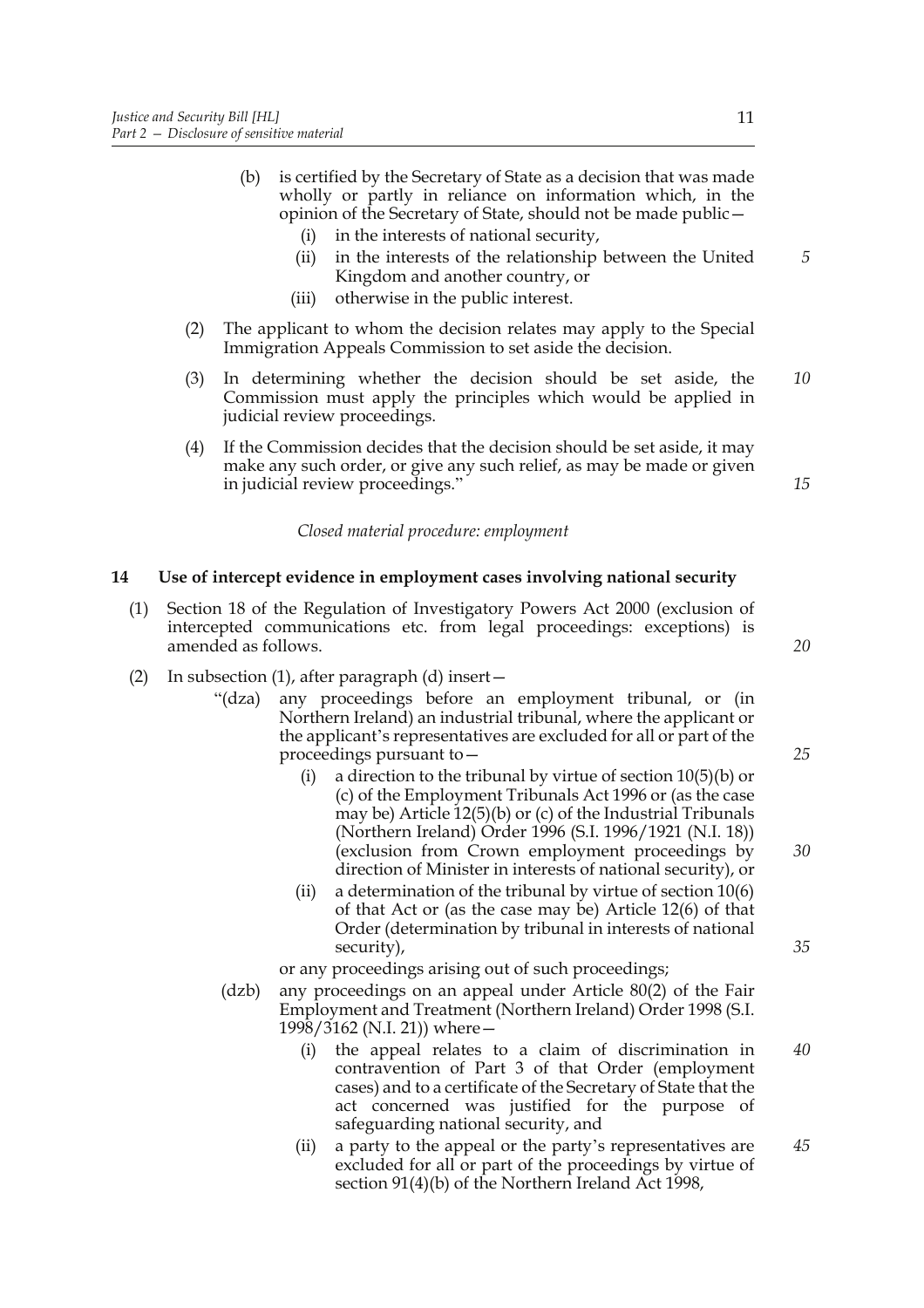(b) is certified by the Secretary of State as a decision that was made wholly or partly in reliance on information which, in the opinion of the Secretary of State, should not be made public—

(i) in the interests of national security,

(ii) in the interests of the relationship between the United Kingdom and another country, or

(iii) otherwise in the public interest.

(2) The applicant to whom the decision relates may apply to the Special Immigration Appeals Commission to set aside the decision.

(3) In determining whether the decision should be set aside, the Commission must apply the principles which would be applied in judicial review proceedings.

(4) If the Commission decides that the decision should be set aside, it may make any such order, or give any such relief, as may be made or given in judicial review proceedings."

*Closed material procedure: employment*

**14 Use of intercept evidence in employment cases involving national security**

(1) Section 18 of the Regulation of Investigatory Powers Act 2000 (exclusion of intercepted communications etc. from legal proceedings: exceptions) is amended as follows.

(2) In subsection (1), after paragraph (d) insert—

"(dza) any proceedings before an employment tribunal, or (in Northern Ireland) an industrial tribunal, where the applicant or the applicant's representatives are excluded for all or part of the proceedings pursuant to—

(i) a direction to the tribunal by virtue of section 10(5)(b) or (c) of the Employment Tribunals Act 1996 or (as the case may be) Article 12(5)(b) or (c) of the Industrial Tribunals (Northern Ireland) Order 1996 (S.I. 1996/1921 (N.I. 18)) (exclusion from Crown employment proceedings by direction of Minister in interests of national security), or

(ii) a determination of the tribunal by virtue of section 10(6) of that Act or (as the case may be) Article 12(6) of that Order (determination by tribunal in interests of national security),

or any proceedings arising out of such proceedings;

(dzb) any proceedings on an appeal under Article 80(2) of the Fair Employment and Treatment (Northern Ireland) Order 1998 (S.I. 1998/3162 (N.I. 21)) where—

(i) the appeal relates to a claim of discrimination in contravention of Part 3 of that Order (employment cases) and to a certificate of the Secretary of State that the act concerned was justified for the purpose of safeguarding national security, and

(ii) a party to the appeal or the party's representatives are excluded for all or part of the proceedings by virtue of section 91(4)(b) of the Northern Ireland Act 1998,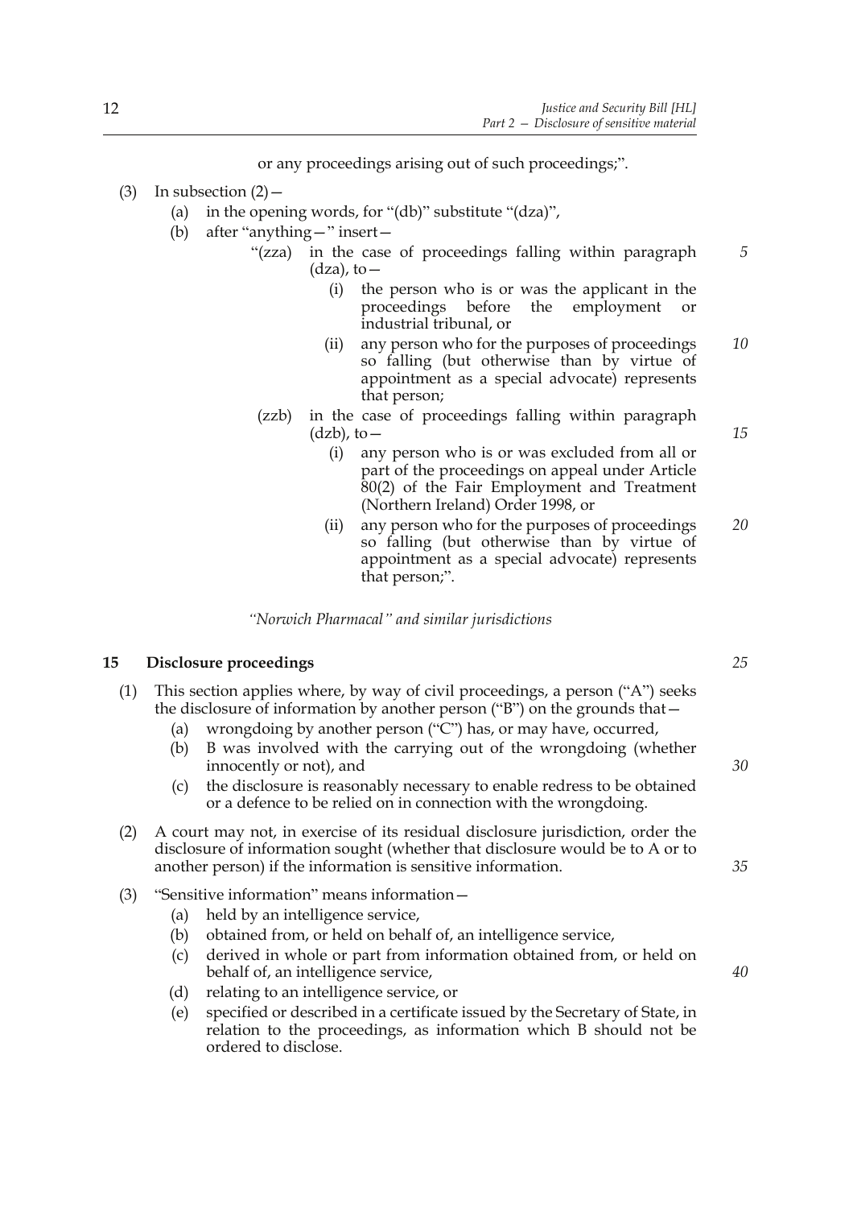or any proceedings arising out of such proceedings;".

(3) In subsection (2)—

(a) in the opening words, for "(db)" substitute "(dza)",

(b) after "anything—" insert—

"(zza) in the case of proceedings falling within paragraph (dza), to—

(i) the person who is or was the applicant in the proceedings before the employment or industrial tribunal, or

(ii) any person who for the purposes of proceedings so falling (but otherwise than by virtue of appointment as a special advocate) represents that person;

(zzb) in the case of proceedings falling within paragraph (dzb), to—

(i) any person who is or was excluded from all or part of the proceedings on appeal under Article 80(2) of the Fair Employment and Treatment (Northern Ireland) Order 1998, or

(ii) any person who for the purposes of proceedings so falling (but otherwise than by virtue of appointment as a special advocate) represents that person;".

*"Norwich Pharmacal" and similar jurisdictions*

## 15 Disclosure proceedings

(1) This section applies where, by way of civil proceedings, a person ("A") seeks the disclosure of information by another person ("B") on the grounds that—

(a) wrongdoing by another person ("C") has, or may have, occurred,

(b) B was involved with the carrying out of the wrongdoing (whether innocently or not), and

(c) the disclosure is reasonably necessary to enable redress to be obtained or a defence to be relied on in connection with the wrongdoing.

(2) A court may not, in exercise of its residual disclosure jurisdiction, order the disclosure of information sought (whether that disclosure would be to A or to another person) if the information is sensitive information.

(3) "Sensitive information" means information—

(a) held by an intelligence service,

(b) obtained from, or held on behalf of, an intelligence service,

(c) derived in whole or part from information obtained from, or held on behalf of, an intelligence service,

(d) relating to an intelligence service, or

(e) specified or described in a certificate issued by the Secretary of State, in relation to the proceedings, as information which B should not be ordered to disclose.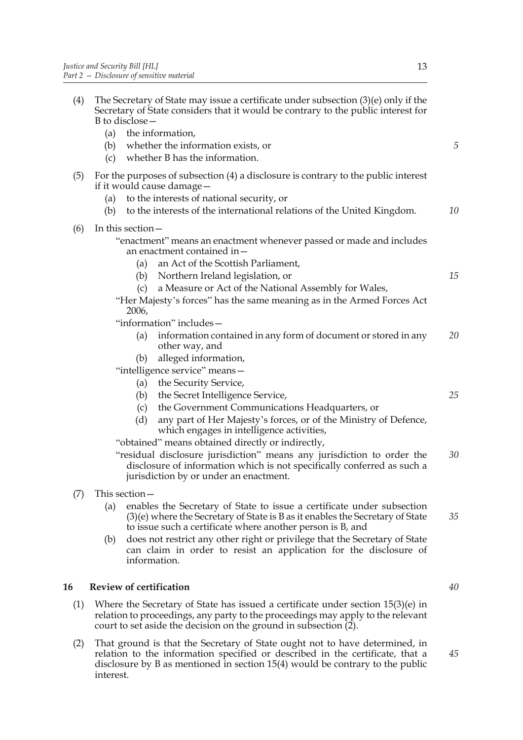(4) The Secretary of State may issue a certificate under subsection (3)(e) only if the Secretary of State considers that it would be contrary to the public interest for B to disclose—

  (a) the information,

  (b) whether the information exists, or

  (c) whether B has the information.

(5) For the purposes of subsection (4) a disclosure is contrary to the public interest if it would cause damage—

  (a) to the interests of national security, or

  (b) to the interests of the international relations of the United Kingdom.

(6) In this section—

  "enactment" means an enactment whenever passed or made and includes an enactment contained in—

    (a) an Act of the Scottish Parliament,

    (b) Northern Ireland legislation, or

    (c) a Measure or Act of the National Assembly for Wales,

  "Her Majesty's forces" has the same meaning as in the Armed Forces Act 2006,

  "information" includes—

    (a) information contained in any form of document or stored in any other way, and

    (b) alleged information,

  "intelligence service" means—

    (a) the Security Service,

    (b) the Secret Intelligence Service,

    (c) the Government Communications Headquarters, or

    (d) any part of Her Majesty's forces, or of the Ministry of Defence, which engages in intelligence activities,

  "obtained" means obtained directly or indirectly,

  "residual disclosure jurisdiction" means any jurisdiction to order the disclosure of information which is not specifically conferred as such a jurisdiction by or under an enactment.

(7) This section—

  (a) enables the Secretary of State to issue a certificate under subsection (3)(e) where the Secretary of State is B as it enables the Secretary of State to issue such a certificate where another person is B, and

  (b) does not restrict any other right or privilege that the Secretary of State can claim in order to resist an application for the disclosure of information.

## 16 Review of certification

(1) Where the Secretary of State has issued a certificate under section 15(3)(e) in relation to proceedings, any party to the proceedings may apply to the relevant court to set aside the decision on the ground in subsection (2).

(2) That ground is that the Secretary of State ought not to have determined, in relation to the information specified or described in the certificate, that a disclosure by B as mentioned in section 15(4) would be contrary to the public interest.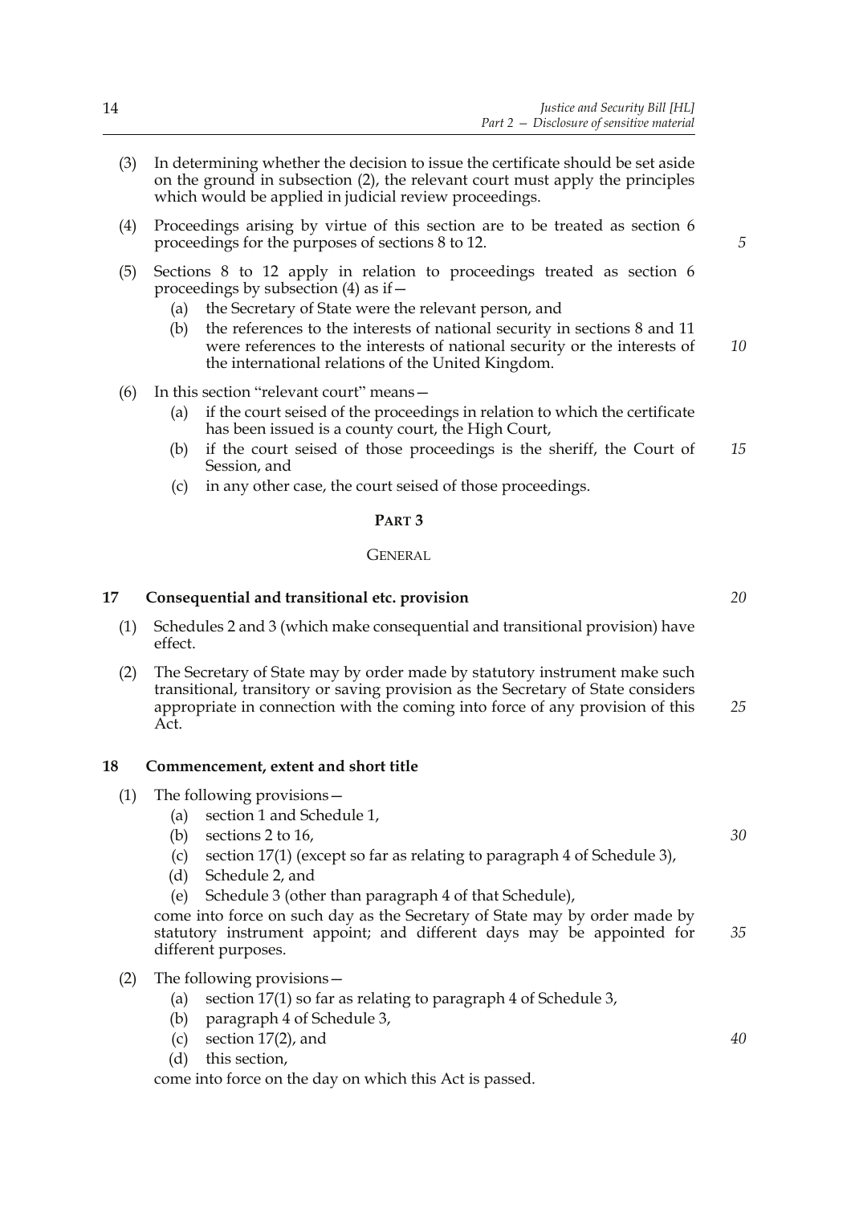(3) In determining whether the decision to issue the certificate should be set aside on the ground in subsection (2), the relevant court must apply the principles which would be applied in judicial review proceedings.

(4) Proceedings arising by virtue of this section are to be treated as section 6 proceedings for the purposes of sections 8 to 12.

(5) Sections 8 to 12 apply in relation to proceedings treated as section 6 proceedings by subsection (4) as if—

- (a) the Secretary of State were the relevant person, and
- (b) the references to the interests of national security in sections 8 and 11 were references to the interests of national security or the interests of the international relations of the United Kingdom.

(6) In this section "relevant court" means—

- (a) if the court seised of the proceedings in relation to which the certificate has been issued is a county court, the High Court,
- (b) if the court seised of those proceedings is the sheriff, the Court of Session, and
- (c) in any other case, the court seised of those proceedings.

## PART 3

### GENERAL

### 17 Consequential and transitional etc. provision

(1) Schedules 2 and 3 (which make consequential and transitional provision) have effect.

(2) The Secretary of State may by order made by statutory instrument make such transitional, transitory or saving provision as the Secretary of State considers appropriate in connection with the coming into force of any provision of this Act.

### 18 Commencement, extent and short title

(1) The following provisions—

- (a) section 1 and Schedule 1,
- (b) sections 2 to 16,
- (c) section 17(1) (except so far as relating to paragraph 4 of Schedule 3),
- (d) Schedule 2, and
- (e) Schedule 3 (other than paragraph 4 of that Schedule),

come into force on such day as the Secretary of State may by order made by statutory instrument appoint; and different days may be appointed for different purposes.

(2) The following provisions—

- (a) section 17(1) so far as relating to paragraph 4 of Schedule 3,
- (b) paragraph 4 of Schedule 3,
- (c) section 17(2), and
- (d) this section,

come into force on the day on which this Act is passed.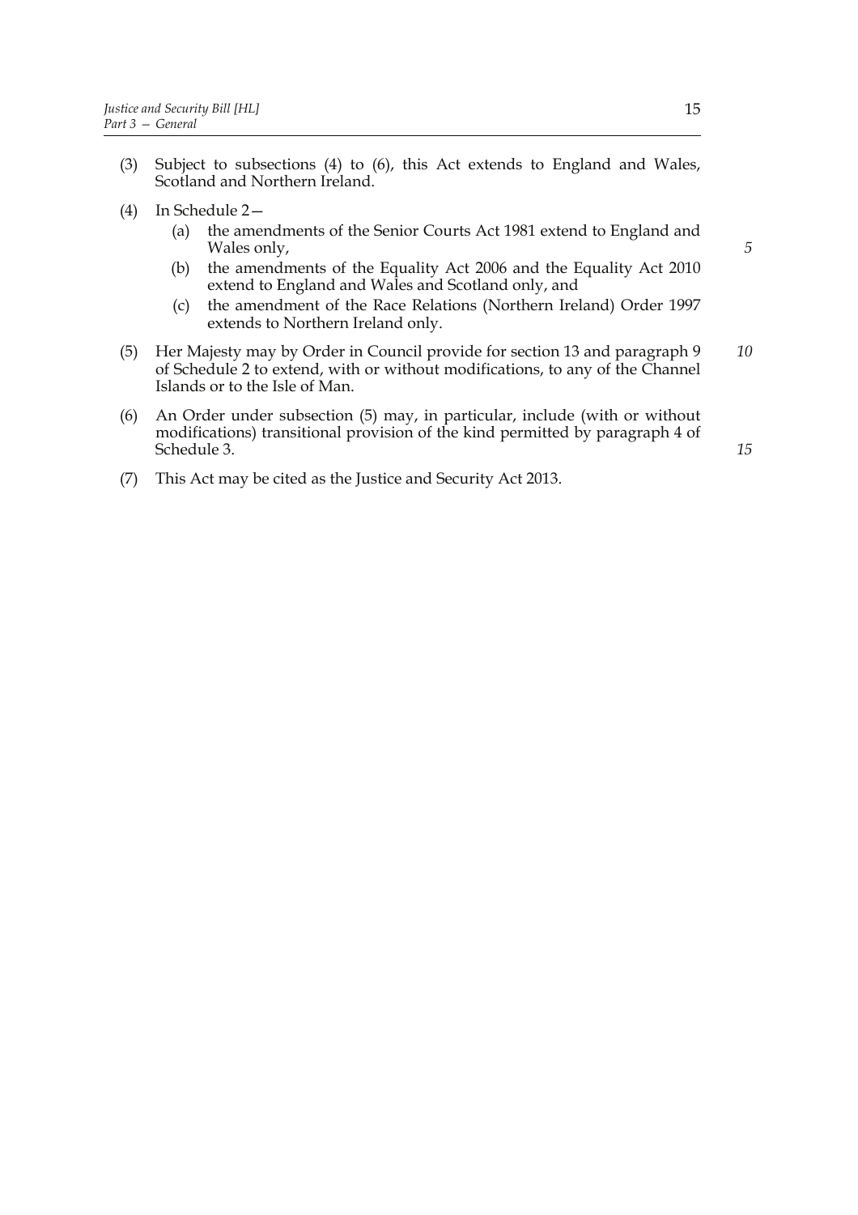(3) Subject to subsections (4) to (6), this Act extends to England and Wales, Scotland and Northern Ireland.

(4) In Schedule 2—

  (a) the amendments of the Senior Courts Act 1981 extend to England and Wales only,

  (b) the amendments of the Equality Act 2006 and the Equality Act 2010 extend to England and Wales and Scotland only, and

  (c) the amendment of the Race Relations (Northern Ireland) Order 1997 extends to Northern Ireland only.

(5) Her Majesty may by Order in Council provide for section 13 and paragraph 9 of Schedule 2 to extend, with or without modifications, to any of the Channel Islands or to the Isle of Man.

(6) An Order under subsection (5) may, in particular, include (with or without modifications) transitional provision of the kind permitted by paragraph 4 of Schedule 3.

(7) This Act may be cited as the Justice and Security Act 2013.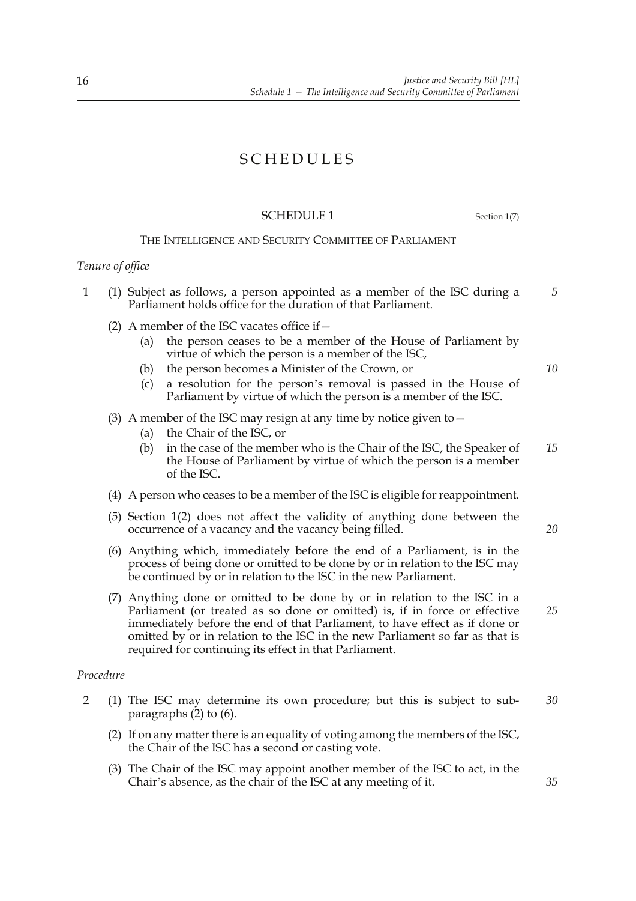# SCHEDULES

## SCHEDULE 1

Section 1(7)

### THE INTELLIGENCE AND SECURITY COMMITTEE OF PARLIAMENT

*Tenure of office*

1 (1) Subject as follows, a person appointed as a member of the ISC during a Parliament holds office for the duration of that Parliament.

(2) A member of the ISC vacates office if—

- (a) the person ceases to be a member of the House of Parliament by virtue of which the person is a member of the ISC,
- (b) the person becomes a Minister of the Crown, or
- (c) a resolution for the person's removal is passed in the House of Parliament by virtue of which the person is a member of the ISC.

(3) A member of the ISC may resign at any time by notice given to—

- (a) the Chair of the ISC, or
- (b) in the case of the member who is the Chair of the ISC, the Speaker of the House of Parliament by virtue of which the person is a member of the ISC.

(4) A person who ceases to be a member of the ISC is eligible for reappointment.

(5) Section 1(2) does not affect the validity of anything done between the occurrence of a vacancy and the vacancy being filled.

(6) Anything which, immediately before the end of a Parliament, is in the process of being done or omitted to be done by or in relation to the ISC may be continued by or in relation to the ISC in the new Parliament.

(7) Anything done or omitted to be done by or in relation to the ISC in a Parliament (or treated as so done or omitted) is, if in force or effective immediately before the end of that Parliament, to have effect as if done or omitted by or in relation to the ISC in the new Parliament so far as that is required for continuing its effect in that Parliament.

*Procedure*

2 (1) The ISC may determine its own procedure; but this is subject to sub-paragraphs (2) to (6).

(2) If on any matter there is an equality of voting among the members of the ISC, the Chair of the ISC has a second or casting vote.

(3) The Chair of the ISC may appoint another member of the ISC to act, in the Chair's absence, as the chair of the ISC at any meeting of it.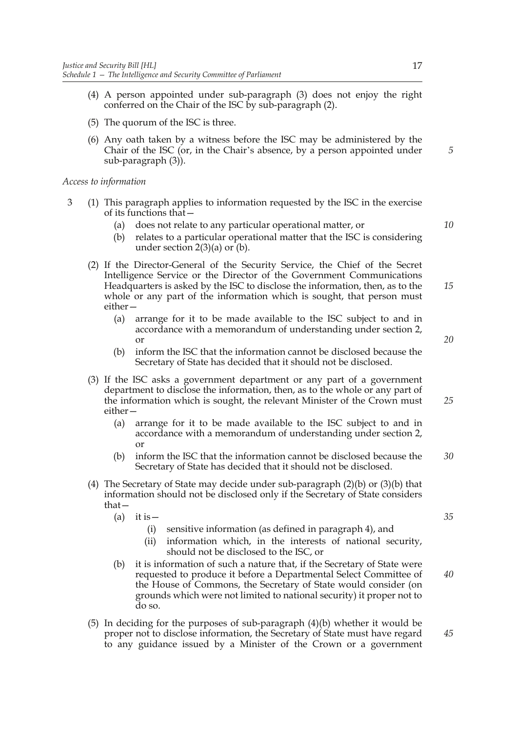(4) A person appointed under sub-paragraph (3) does not enjoy the right conferred on the Chair of the ISC by sub-paragraph (2).

(5) The quorum of the ISC is three.

(6) Any oath taken by a witness before the ISC may be administered by the Chair of the ISC (or, in the Chair's absence, by a person appointed under sub-paragraph (3)).

*Access to information*

3 (1) This paragraph applies to information requested by the ISC in the exercise of its functions that—

- (a) does not relate to any particular operational matter, or
- (b) relates to a particular operational matter that the ISC is considering under section 2(3)(a) or (b).

(2) If the Director-General of the Security Service, the Chief of the Secret Intelligence Service or the Director of the Government Communications Headquarters is asked by the ISC to disclose the information, then, as to the whole or any part of the information which is sought, that person must either—

- (a) arrange for it to be made available to the ISC subject to and in accordance with a memorandum of understanding under section 2, or
- (b) inform the ISC that the information cannot be disclosed because the Secretary of State has decided that it should not be disclosed.

(3) If the ISC asks a government department or any part of a government department to disclose the information, then, as to the whole or any part of the information which is sought, the relevant Minister of the Crown must either—

- (a) arrange for it to be made available to the ISC subject to and in accordance with a memorandum of understanding under section 2, or
- (b) inform the ISC that the information cannot be disclosed because the Secretary of State has decided that it should not be disclosed.

(4) The Secretary of State may decide under sub-paragraph (2)(b) or (3)(b) that information should not be disclosed only if the Secretary of State considers that—

- (a) it is—
  - (i) sensitive information (as defined in paragraph 4), and
  - (ii) information which, in the interests of national security, should not be disclosed to the ISC, or
- (b) it is information of such a nature that, if the Secretary of State were requested to produce it before a Departmental Select Committee of the House of Commons, the Secretary of State would consider (on grounds which were not limited to national security) it proper not to do so.

(5) In deciding for the purposes of sub-paragraph (4)(b) whether it would be proper not to disclose information, the Secretary of State must have regard to any guidance issued by a Minister of the Crown or a government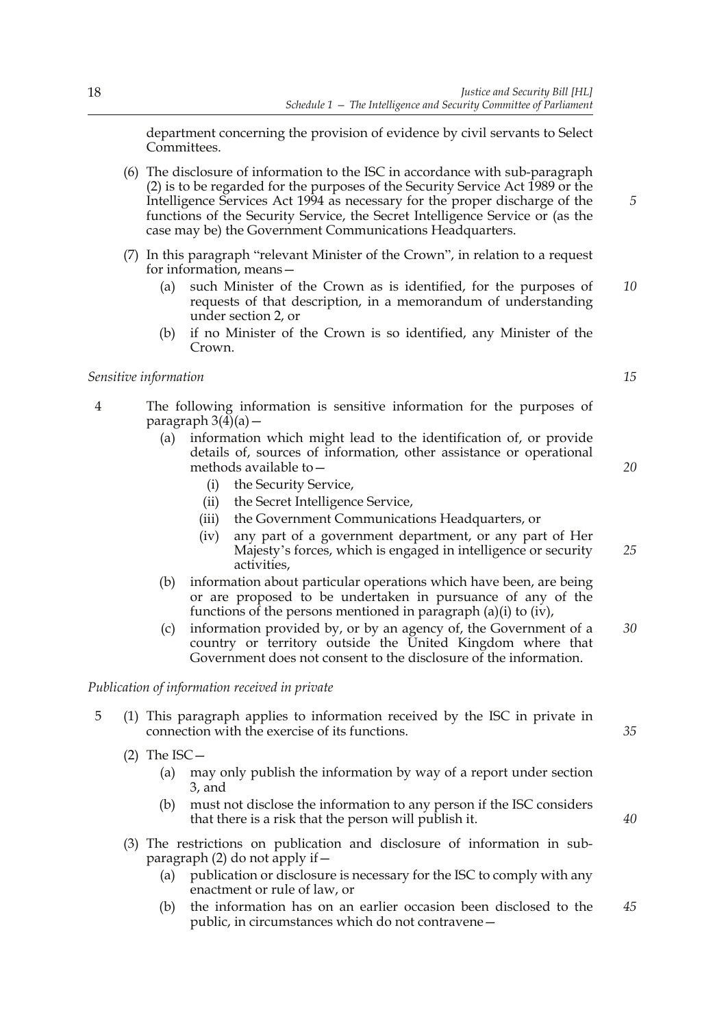department concerning the provision of evidence by civil servants to Select Committees.

(6) The disclosure of information to the ISC in accordance with sub-paragraph (2) is to be regarded for the purposes of the Security Service Act 1989 or the Intelligence Services Act 1994 as necessary for the proper discharge of the functions of the Security Service, the Secret Intelligence Service or (as the case may be) the Government Communications Headquarters.

(7) In this paragraph "relevant Minister of the Crown", in relation to a request for information, means—

(a) such Minister of the Crown as is identified, for the purposes of requests of that description, in a memorandum of understanding under section 2, or

(b) if no Minister of the Crown is so identified, any Minister of the Crown.

*Sensitive information*

4 The following information is sensitive information for the purposes of paragraph 3(4)(a)—

(a) information which might lead to the identification of, or provide details of, sources of information, other assistance or operational methods available to—

(i) the Security Service,

(ii) the Secret Intelligence Service,

(iii) the Government Communications Headquarters, or

(iv) any part of a government department, or any part of Her Majesty's forces, which is engaged in intelligence or security activities,

(b) information about particular operations which have been, are being or are proposed to be undertaken in pursuance of any of the functions of the persons mentioned in paragraph (a)(i) to (iv),

(c) information provided by, or by an agency of, the Government of a country or territory outside the United Kingdom where that Government does not consent to the disclosure of the information.

*Publication of information received in private*

5 (1) This paragraph applies to information received by the ISC in private in connection with the exercise of its functions.

(2) The ISC—

(a) may only publish the information by way of a report under section 3, and

(b) must not disclose the information to any person if the ISC considers that there is a risk that the person will publish it.

(3) The restrictions on publication and disclosure of information in sub-paragraph (2) do not apply if—

(a) publication or disclosure is necessary for the ISC to comply with any enactment or rule of law, or

(b) the information has on an earlier occasion been disclosed to the public, in circumstances which do not contravene—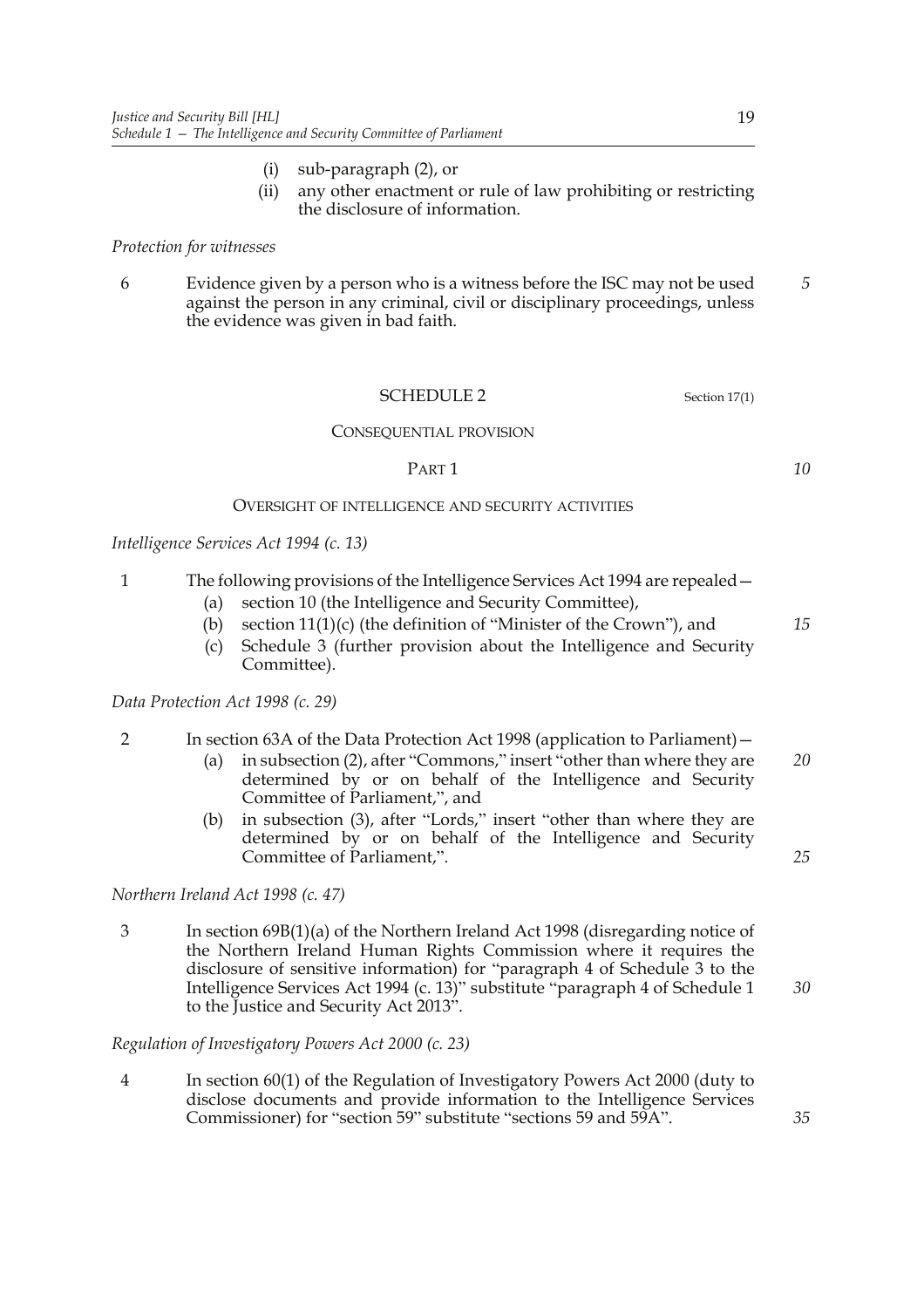(i) sub-paragraph (2), or

(ii) any other enactment or rule of law prohibiting or restricting the disclosure of information.

*Protection for witnesses*

6 Evidence given by a person who is a witness before the ISC may not be used against the person in any criminal, civil or disciplinary proceedings, unless the evidence was given in bad faith.

## SCHEDULE 2

Section 17(1)

CONSEQUENTIAL PROVISION

PART 1

OVERSIGHT OF INTELLIGENCE AND SECURITY ACTIVITIES

*Intelligence Services Act 1994 (c. 13)*

1 The following provisions of the Intelligence Services Act 1994 are repealed—

(a) section 10 (the Intelligence and Security Committee),

(b) section 11(1)(c) (the definition of "Minister of the Crown"), and

(c) Schedule 3 (further provision about the Intelligence and Security Committee).

*Data Protection Act 1998 (c. 29)*

2 In section 63A of the Data Protection Act 1998 (application to Parliament)—

(a) in subsection (2), after "Commons," insert "other than where they are determined by or on behalf of the Intelligence and Security Committee of Parliament,", and

(b) in subsection (3), after "Lords," insert "other than where they are determined by or on behalf of the Intelligence and Security Committee of Parliament,".

*Northern Ireland Act 1998 (c. 47)*

3 In section 69B(1)(a) of the Northern Ireland Act 1998 (disregarding notice of the Northern Ireland Human Rights Commission where it requires the disclosure of sensitive information) for "paragraph 4 of Schedule 3 to the Intelligence Services Act 1994 (c. 13)" substitute "paragraph 4 of Schedule 1 to the Justice and Security Act 2013".

*Regulation of Investigatory Powers Act 2000 (c. 23)*

4 In section 60(1) of the Regulation of Investigatory Powers Act 2000 (duty to disclose documents and provide information to the Intelligence Services Commissioner) for "section 59" substitute "sections 59 and 59A".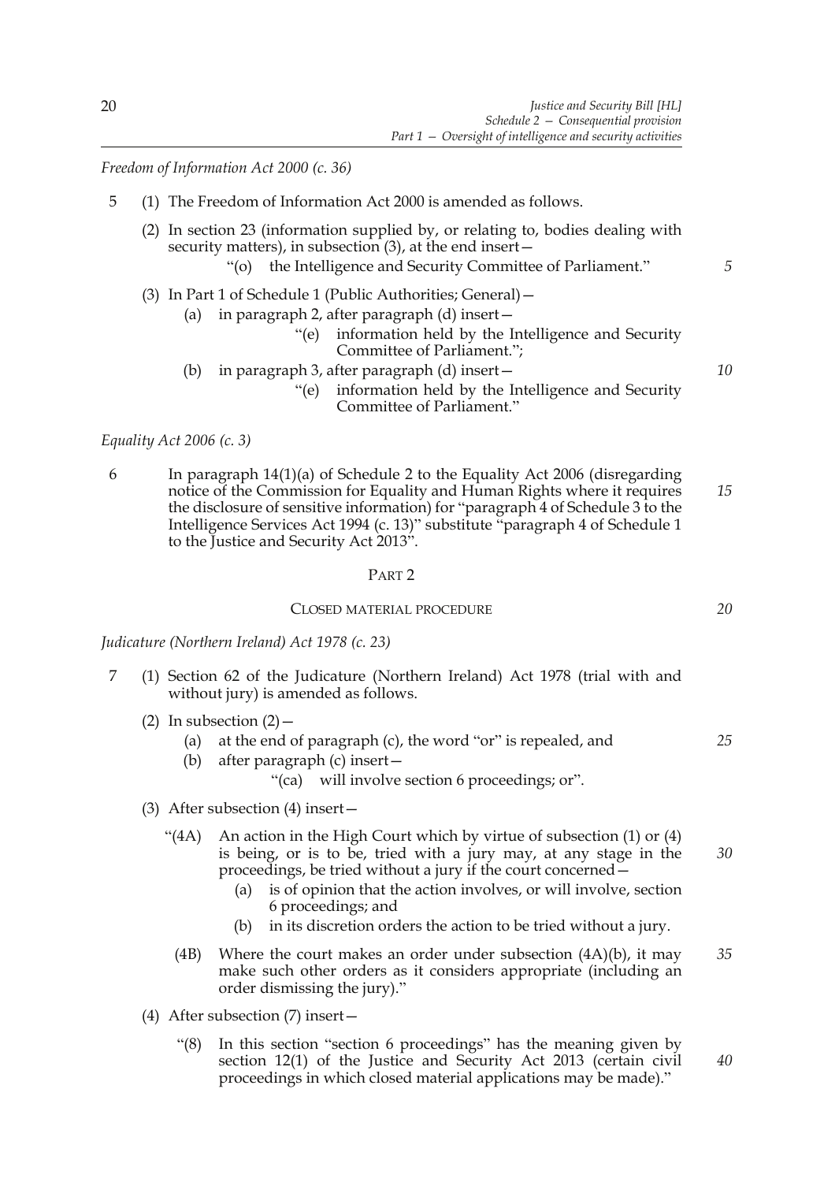*Freedom of Information Act 2000 (c. 36)*

5 (1) The Freedom of Information Act 2000 is amended as follows.

(2) In section 23 (information supplied by, or relating to, bodies dealing with security matters), in subsection (3), at the end insert—

"(o) the Intelligence and Security Committee of Parliament."

(3) In Part 1 of Schedule 1 (Public Authorities; General)—

(a) in paragraph 2, after paragraph (d) insert—

"(e) information held by the Intelligence and Security Committee of Parliament.";

(b) in paragraph 3, after paragraph (d) insert—

"(e) information held by the Intelligence and Security Committee of Parliament."

*Equality Act 2006 (c. 3)*

6 In paragraph 14(1)(a) of Schedule 2 to the Equality Act 2006 (disregarding notice of the Commission for Equality and Human Rights where it requires the disclosure of sensitive information) for "paragraph 4 of Schedule 3 to the Intelligence Services Act 1994 (c. 13)" substitute "paragraph 4 of Schedule 1 to the Justice and Security Act 2013".

## PART 2

### CLOSED MATERIAL PROCEDURE

*Judicature (Northern Ireland) Act 1978 (c. 23)*

7 (1) Section 62 of the Judicature (Northern Ireland) Act 1978 (trial with and without jury) is amended as follows.

(2) In subsection (2)—

(a) at the end of paragraph (c), the word "or" is repealed, and

(b) after paragraph (c) insert—

"(ca) will involve section 6 proceedings; or".

(3) After subsection (4) insert—

"(4A) An action in the High Court which by virtue of subsection (1) or (4) is being, or is to be, tried with a jury may, at any stage in the proceedings, be tried without a jury if the court concerned—

(a) is of opinion that the action involves, or will involve, section 6 proceedings; and

(b) in its discretion orders the action to be tried without a jury.

(4B) Where the court makes an order under subsection (4A)(b), it may make such other orders as it considers appropriate (including an order dismissing the jury)."

(4) After subsection (7) insert—

"(8) In this section "section 6 proceedings" has the meaning given by section 12(1) of the Justice and Security Act 2013 (certain civil proceedings in which closed material applications may be made)."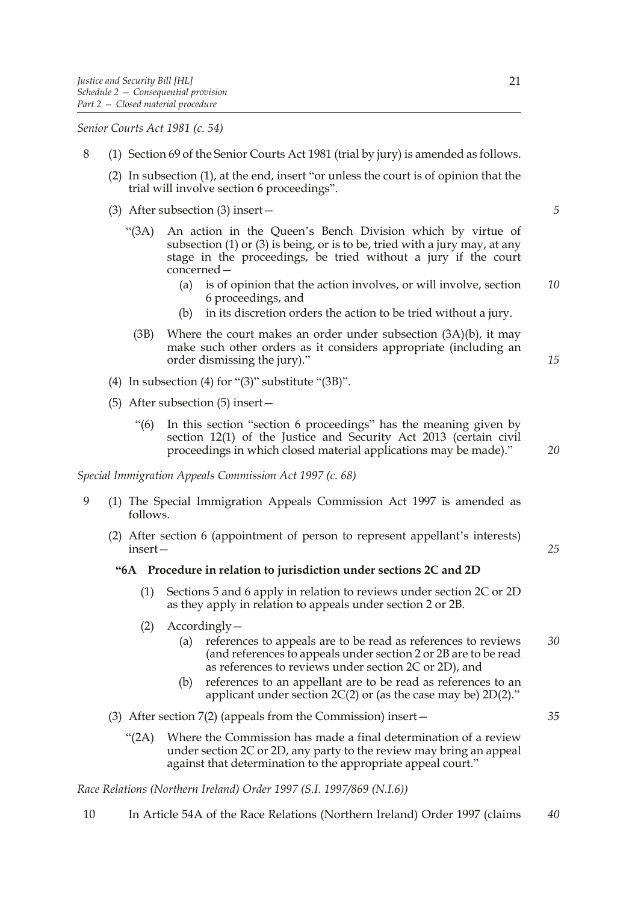*Senior Courts Act 1981 (c. 54)*

8 (1) Section 69 of the Senior Courts Act 1981 (trial by jury) is amended as follows.

(2) In subsection (1), at the end, insert "or unless the court is of opinion that the trial will involve section 6 proceedings".

(3) After subsection (3) insert—

"(3A) An action in the Queen's Bench Division which by virtue of subsection (1) or (3) is being, or is to be, tried with a jury may, at any stage in the proceedings, be tried without a jury if the court concerned—

(a) is of opinion that the action involves, or will involve, section 6 proceedings, and

(b) in its discretion orders the action to be tried without a jury.

(3B) Where the court makes an order under subsection (3A)(b), it may make such other orders as it considers appropriate (including an order dismissing the jury)."

(4) In subsection (4) for "(3)" substitute "(3B)".

(5) After subsection (5) insert—

"(6) In this section "section 6 proceedings" has the meaning given by section 12(1) of the Justice and Security Act 2013 (certain civil proceedings in which closed material applications may be made)."

*Special Immigration Appeals Commission Act 1997 (c. 68)*

9 (1) The Special Immigration Appeals Commission Act 1997 is amended as follows.

(2) After section 6 (appointment of person to represent appellant's interests) insert—

**"6A Procedure in relation to jurisdiction under sections 2C and 2D**

(1) Sections 5 and 6 apply in relation to reviews under section 2C or 2D as they apply in relation to appeals under section 2 or 2B.

(2) Accordingly—

(a) references to appeals are to be read as references to reviews (and references to appeals under section 2 or 2B are to be read as references to reviews under section 2C or 2D), and

(b) references to an appellant are to be read as references to an applicant under section 2C(2) or (as the case may be) 2D(2)."

(3) After section 7(2) (appeals from the Commission) insert—

"(2A) Where the Commission has made a final determination of a review under section 2C or 2D, any party to the review may bring an appeal against that determination to the appropriate appeal court."

*Race Relations (Northern Ireland) Order 1997 (S.I. 1997/869 (N.I.6))*

10 In Article 54A of the Race Relations (Northern Ireland) Order 1997 (claims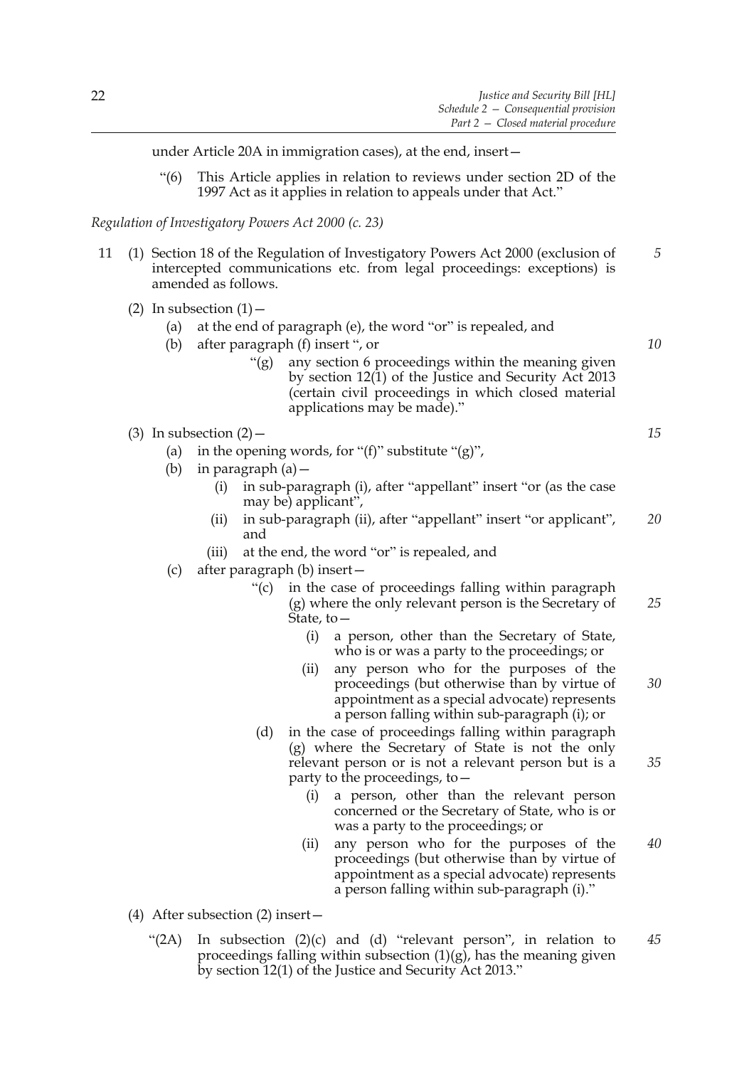under Article 20A in immigration cases), at the end, insert—

"(6) This Article applies in relation to reviews under section 2D of the 1997 Act as it applies in relation to appeals under that Act."

*Regulation of Investigatory Powers Act 2000 (c. 23)*

11 (1) Section 18 of the Regulation of Investigatory Powers Act 2000 (exclusion of intercepted communications etc. from legal proceedings: exceptions) is amended as follows.

(2) In subsection (1)—

- (a) at the end of paragraph (e), the word "or" is repealed, and
- (b) after paragraph (f) insert ", or
  - "(g) any section 6 proceedings within the meaning given by section 12(1) of the Justice and Security Act 2013 (certain civil proceedings in which closed material applications may be made)."

(3) In subsection (2)—

- (a) in the opening words, for "(f)" substitute "(g)",
- (b) in paragraph (a)—
  - (i) in sub-paragraph (i), after "appellant" insert "or (as the case may be) applicant",
  - (ii) in sub-paragraph (ii), after "appellant" insert "or applicant", and
  - (iii) at the end, the word "or" is repealed, and
- (c) after paragraph (b) insert—
  - "(c) in the case of proceedings falling within paragraph (g) where the only relevant person is the Secretary of State, to—
    - (i) a person, other than the Secretary of State, who is or was a party to the proceedings; or
    - (ii) any person who for the purposes of the proceedings (but otherwise than by virtue of appointment as a special advocate) represents a person falling within sub-paragraph (i); or
  - (d) in the case of proceedings falling within paragraph (g) where the Secretary of State is not the only relevant person or is not a relevant person but is a party to the proceedings, to—
    - (i) a person, other than the relevant person concerned or the Secretary of State, who is or was a party to the proceedings; or
    - (ii) any person who for the purposes of the proceedings (but otherwise than by virtue of appointment as a special advocate) represents a person falling within sub-paragraph (i)."

(4) After subsection (2) insert—

"(2A) In subsection (2)(c) and (d) "relevant person", in relation to proceedings falling within subsection (1)(g), has the meaning given by section 12(1) of the Justice and Security Act 2013."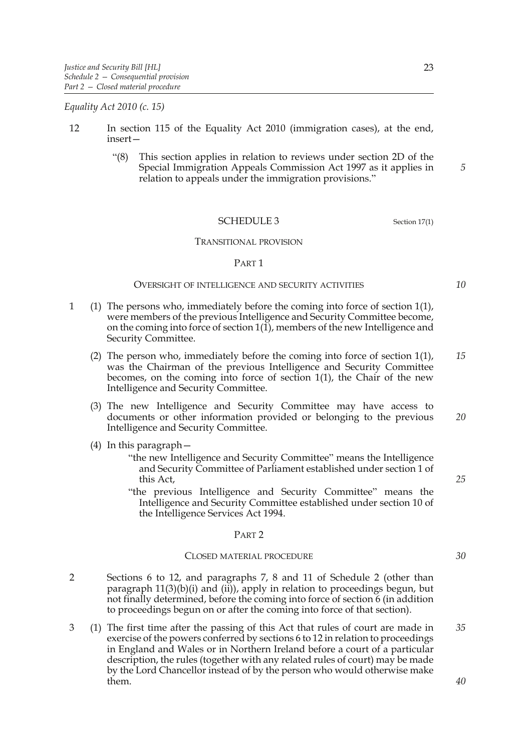*Equality Act 2010 (c. 15)*

12 In section 115 of the Equality Act 2010 (immigration cases), at the end, insert—

"(8) This section applies in relation to reviews under section 2D of the Special Immigration Appeals Commission Act 1997 as it applies in relation to appeals under the immigration provisions."

## SCHEDULE 3

Section 17(1)

### TRANSITIONAL PROVISION

#### PART 1

##### OVERSIGHT OF INTELLIGENCE AND SECURITY ACTIVITIES

1 (1) The persons who, immediately before the coming into force of section 1(1), were members of the previous Intelligence and Security Committee become, on the coming into force of section 1(1), members of the new Intelligence and Security Committee.

(2) The person who, immediately before the coming into force of section 1(1), was the Chairman of the previous Intelligence and Security Committee becomes, on the coming into force of section 1(1), the Chair of the new Intelligence and Security Committee.

(3) The new Intelligence and Security Committee may have access to documents or other information provided or belonging to the previous Intelligence and Security Committee.

(4) In this paragraph—

"the new Intelligence and Security Committee" means the Intelligence and Security Committee of Parliament established under section 1 of this Act,

"the previous Intelligence and Security Committee" means the Intelligence and Security Committee established under section 10 of the Intelligence Services Act 1994.

#### PART 2

##### CLOSED MATERIAL PROCEDURE

2 Sections 6 to 12, and paragraphs 7, 8 and 11 of Schedule 2 (other than paragraph 11(3)(b)(i) and (ii)), apply in relation to proceedings begun, but not finally determined, before the coming into force of section 6 (in addition to proceedings begun on or after the coming into force of that section).

3 (1) The first time after the passing of this Act that rules of court are made in exercise of the powers conferred by sections 6 to 12 in relation to proceedings in England and Wales or in Northern Ireland before a court of a particular description, the rules (together with any related rules of court) may be made by the Lord Chancellor instead of by the person who would otherwise make them.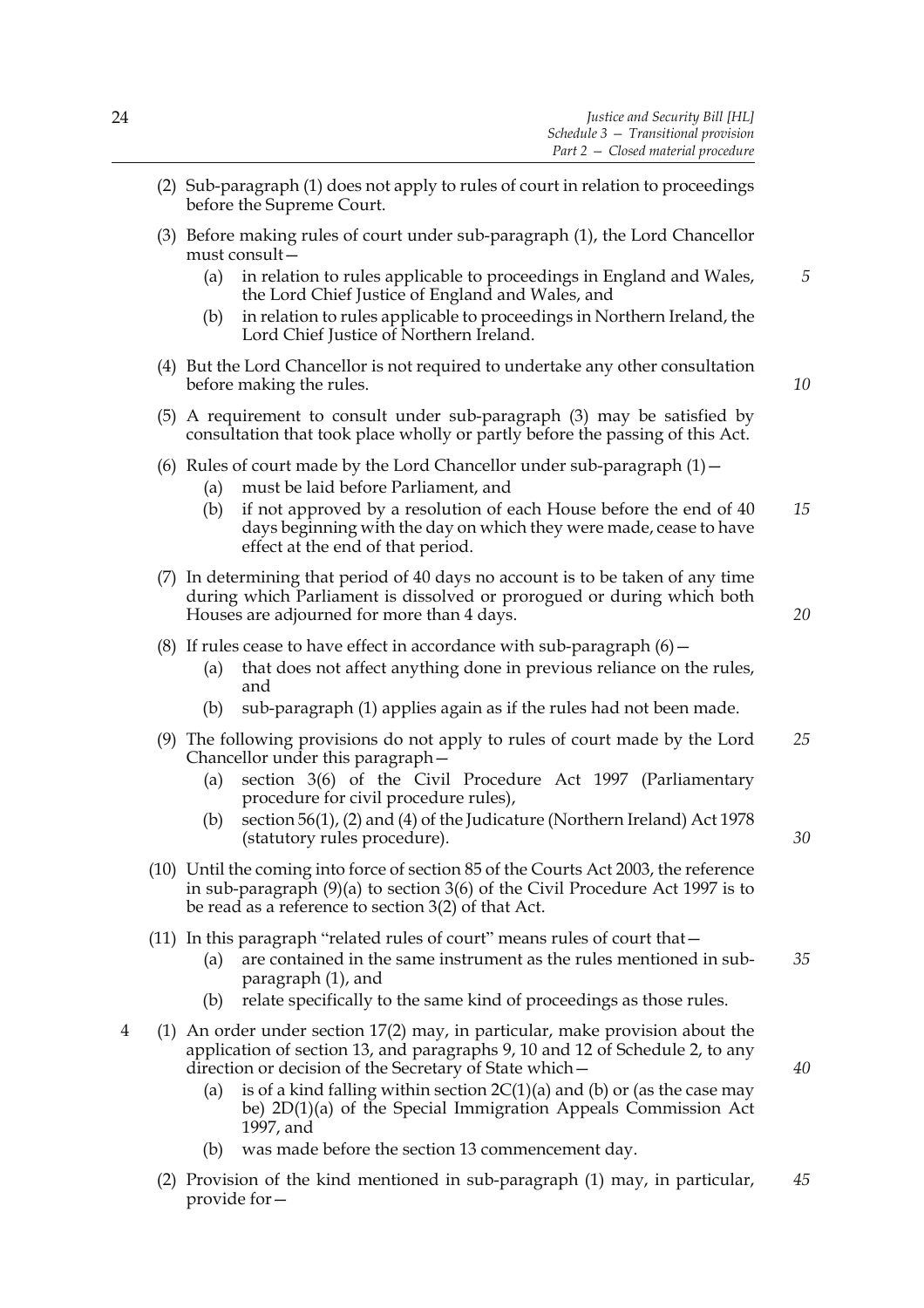(2) Sub-paragraph (1) does not apply to rules of court in relation to proceedings before the Supreme Court.

(3) Before making rules of court under sub-paragraph (1), the Lord Chancellor must consult—

(a) in relation to rules applicable to proceedings in England and Wales, the Lord Chief Justice of England and Wales, and

(b) in relation to rules applicable to proceedings in Northern Ireland, the Lord Chief Justice of Northern Ireland.

(4) But the Lord Chancellor is not required to undertake any other consultation before making the rules.

(5) A requirement to consult under sub-paragraph (3) may be satisfied by consultation that took place wholly or partly before the passing of this Act.

(6) Rules of court made by the Lord Chancellor under sub-paragraph (1)—

(a) must be laid before Parliament, and

(b) if not approved by a resolution of each House before the end of 40 days beginning with the day on which they were made, cease to have effect at the end of that period.

(7) In determining that period of 40 days no account is to be taken of any time during which Parliament is dissolved or prorogued or during which both Houses are adjourned for more than 4 days.

(8) If rules cease to have effect in accordance with sub-paragraph (6)—

(a) that does not affect anything done in previous reliance on the rules, and

(b) sub-paragraph (1) applies again as if the rules had not been made.

(9) The following provisions do not apply to rules of court made by the Lord Chancellor under this paragraph—

(a) section 3(6) of the Civil Procedure Act 1997 (Parliamentary procedure for civil procedure rules),

(b) section 56(1), (2) and (4) of the Judicature (Northern Ireland) Act 1978 (statutory rules procedure).

(10) Until the coming into force of section 85 of the Courts Act 2003, the reference in sub-paragraph (9)(a) to section 3(6) of the Civil Procedure Act 1997 is to be read as a reference to section 3(2) of that Act.

(11) In this paragraph "related rules of court" means rules of court that—

(a) are contained in the same instrument as the rules mentioned in sub-paragraph (1), and

(b) relate specifically to the same kind of proceedings as those rules.

4 (1) An order under section 17(2) may, in particular, make provision about the application of section 13, and paragraphs 9, 10 and 12 of Schedule 2, to any direction or decision of the Secretary of State which—

(a) is of a kind falling within section 2C(1)(a) and (b) or (as the case may be) 2D(1)(a) of the Special Immigration Appeals Commission Act 1997, and

(b) was made before the section 13 commencement day.

(2) Provision of the kind mentioned in sub-paragraph (1) may, in particular, provide for—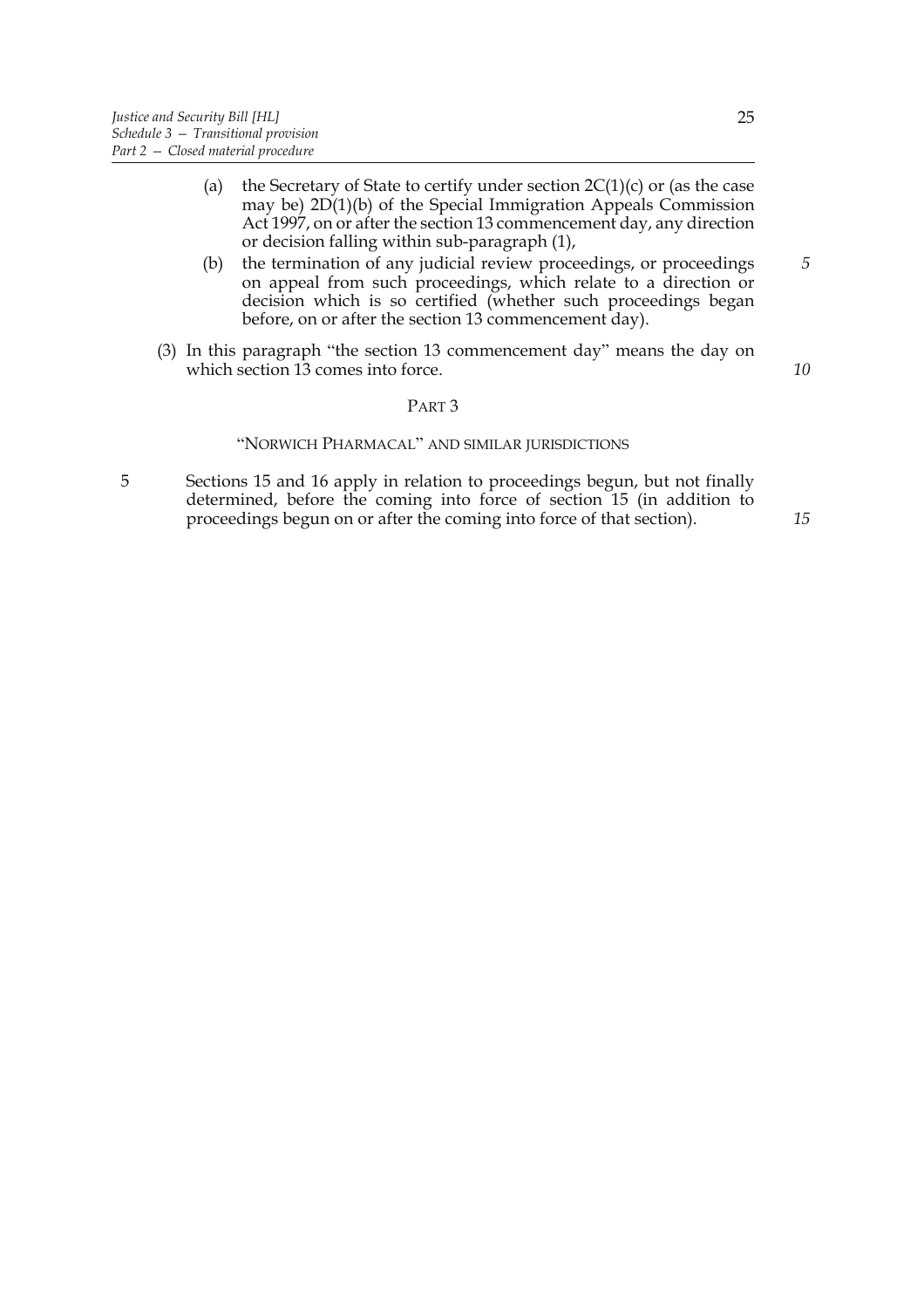(a) the Secretary of State to certify under section 2C(1)(c) or (as the case may be) 2D(1)(b) of the Special Immigration Appeals Commission Act 1997, on or after the section 13 commencement day, any direction or decision falling within sub-paragraph (1),

(b) the termination of any judicial review proceedings, or proceedings on appeal from such proceedings, which relate to a direction or decision which is so certified (whether such proceedings began before, on or after the section 13 commencement day).

(3) In this paragraph "the section 13 commencement day" means the day on which section 13 comes into force.

## PART 3

### "NORWICH PHARMACAL" AND SIMILAR JURISDICTIONS

5 Sections 15 and 16 apply in relation to proceedings begun, but not finally determined, before the coming into force of section 15 (in addition to proceedings begun on or after the coming into force of that section).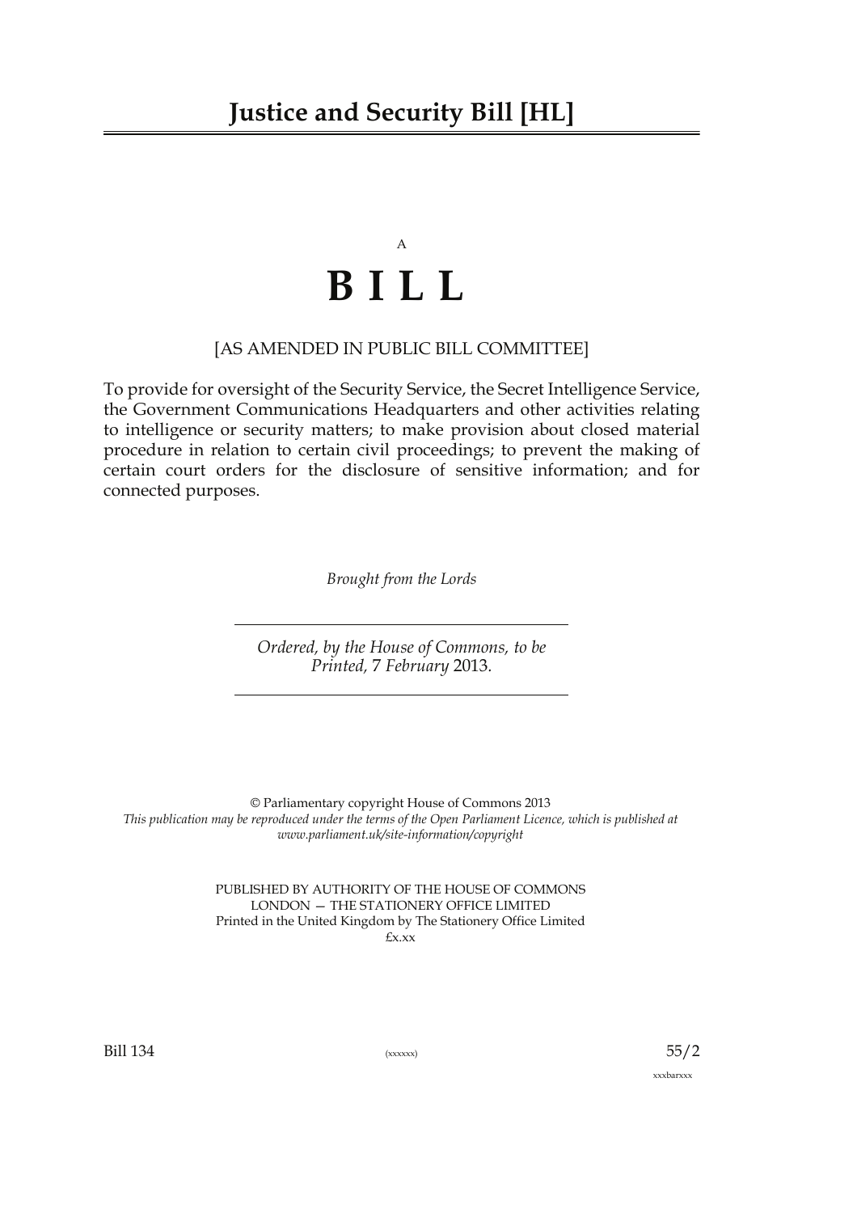# Justice and Security Bill [HL]

A

# B I L L

[AS AMENDED IN PUBLIC BILL COMMITTEE]

To provide for oversight of the Security Service, the Secret Intelligence Service, the Government Communications Headquarters and other activities relating to intelligence or security matters; to make provision about closed material procedure in relation to certain civil proceedings; to prevent the making of certain court orders for the disclosure of sensitive information; and for connected purposes.

*Brought from the Lords*

*Ordered, by the House of Commons, to be Printed, 7 February* 2013.

© Parliamentary copyright House of Commons 2013
*This publication may be reproduced under the terms of the Open Parliament Licence, which is published at www.parliament.uk/site-information/copyright*

PUBLISHED BY AUTHORITY OF THE HOUSE OF COMMONS
LONDON — THE STATIONERY OFFICE LIMITED
Printed in the United Kingdom by The Stationery Office Limited
£x.xx

Bill 134 (xxxxxx) 55/2

xxxbarxxx